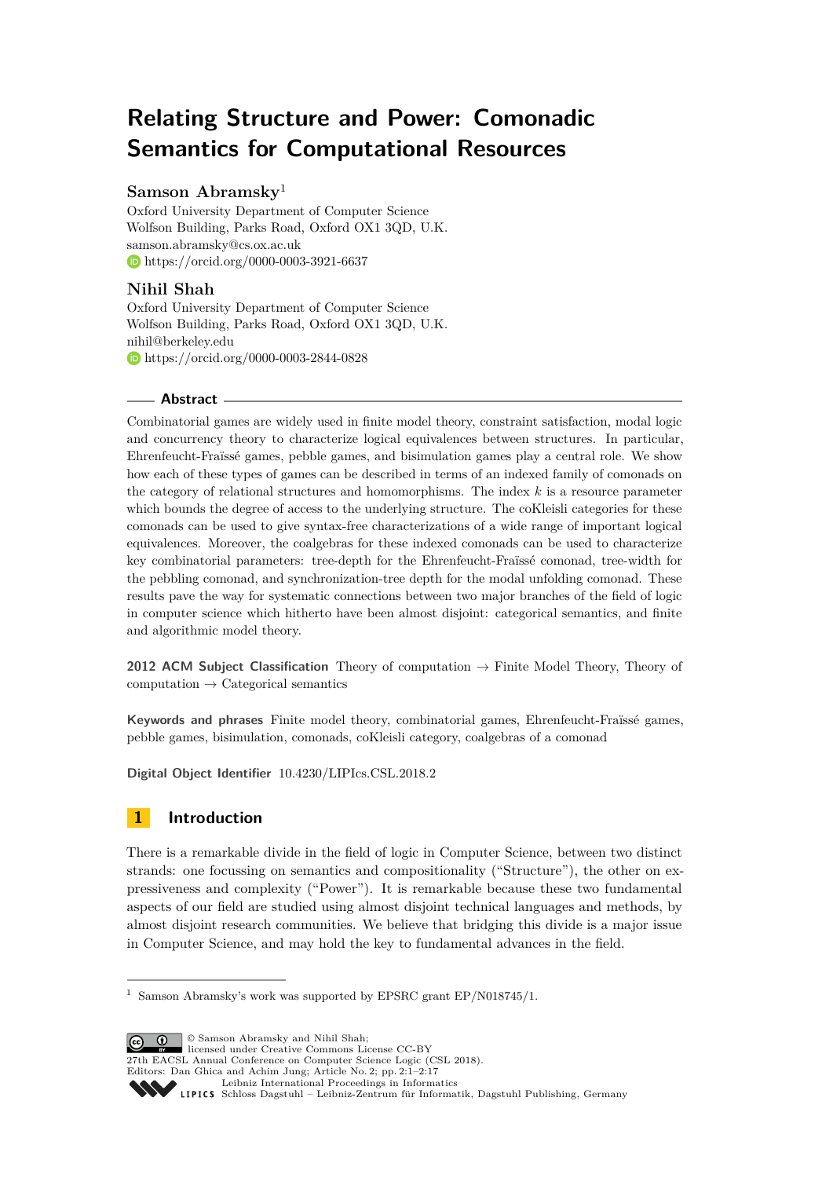# Relating Structure and Power: Comonadic Semantics for Computational Resources

**Samson Abramsky**[1]

Oxford University Department of Computer Science
Wolfson Building, Parks Road, Oxford OX1 3QD, U.K.
samson.abramsky@cs.ox.ac.uk
https://orcid.org/0000-0003-3921-6637

**Nihil Shah**

Oxford University Department of Computer Science
Wolfson Building, Parks Road, Oxford OX1 3QD, U.K.
nihil@berkeley.edu
https://orcid.org/0000-0003-2844-0828

## Abstract

Combinatorial games are widely used in finite model theory, constraint satisfaction, modal logic and concurrency theory to characterize logical equivalences between structures. In particular, Ehrenfeucht-Fraïssé games, pebble games, and bisimulation games play a central role. We show how each of these types of games can be described in terms of an indexed family of comonads on the category of relational structures and homomorphisms. The index $k$ is a resource parameter which bounds the degree of access to the underlying structure. The coKleisli categories for these comonads can be used to give syntax-free characterizations of a wide range of important logical equivalences. Moreover, the coalgebras for these indexed comonads can be used to characterize key combinatorial parameters: tree-depth for the Ehrenfeucht-Fraïssé comonad, tree-width for the pebbling comonad, and synchronization-tree depth for the modal unfolding comonad. These results pave the way for systematic connections between two major branches of the field of logic in computer science which hitherto have been almost disjoint: categorical semantics, and finite and algorithmic model theory.

**2012 ACM Subject Classification** Theory of computation → Finite Model Theory, Theory of computation → Categorical semantics

**Keywords and phrases** Finite model theory, combinatorial games, Ehrenfeucht-Fraïssé games, pebble games, bisimulation, comonads, coKleisli category, coalgebras of a comonad

**Digital Object Identifier** 10.4230/LIPIcs.CSL.2018.2

## 1 Introduction

There is a remarkable divide in the field of logic in Computer Science, between two distinct strands: one focussing on semantics and compositionality ("Structure"), the other on expressiveness and complexity ("Power"). It is remarkable because these two fundamental aspects of our field are studied using almost disjoint technical languages and methods, by almost disjoint research communities. We believe that bridging this divide is a major issue in Computer Science, and may hold the key to fundamental advances in the field.

[1] Samson Abramsky's work was supported by EPSRC grant EP/N018745/1.

© Samson Abramsky and Nihil Shah; licensed under Creative Commons License CC-BY
27th EACSL Annual Conference on Computer Science Logic (CSL 2018).
Editors: Dan Ghica and Achim Jung; Article No. 2; pp. 2:1–2:17
Leibniz International Proceedings in Informatics
Schloss Dagstuhl – Leibniz-Zentrum für Informatik, Dagstuhl Publishing, Germany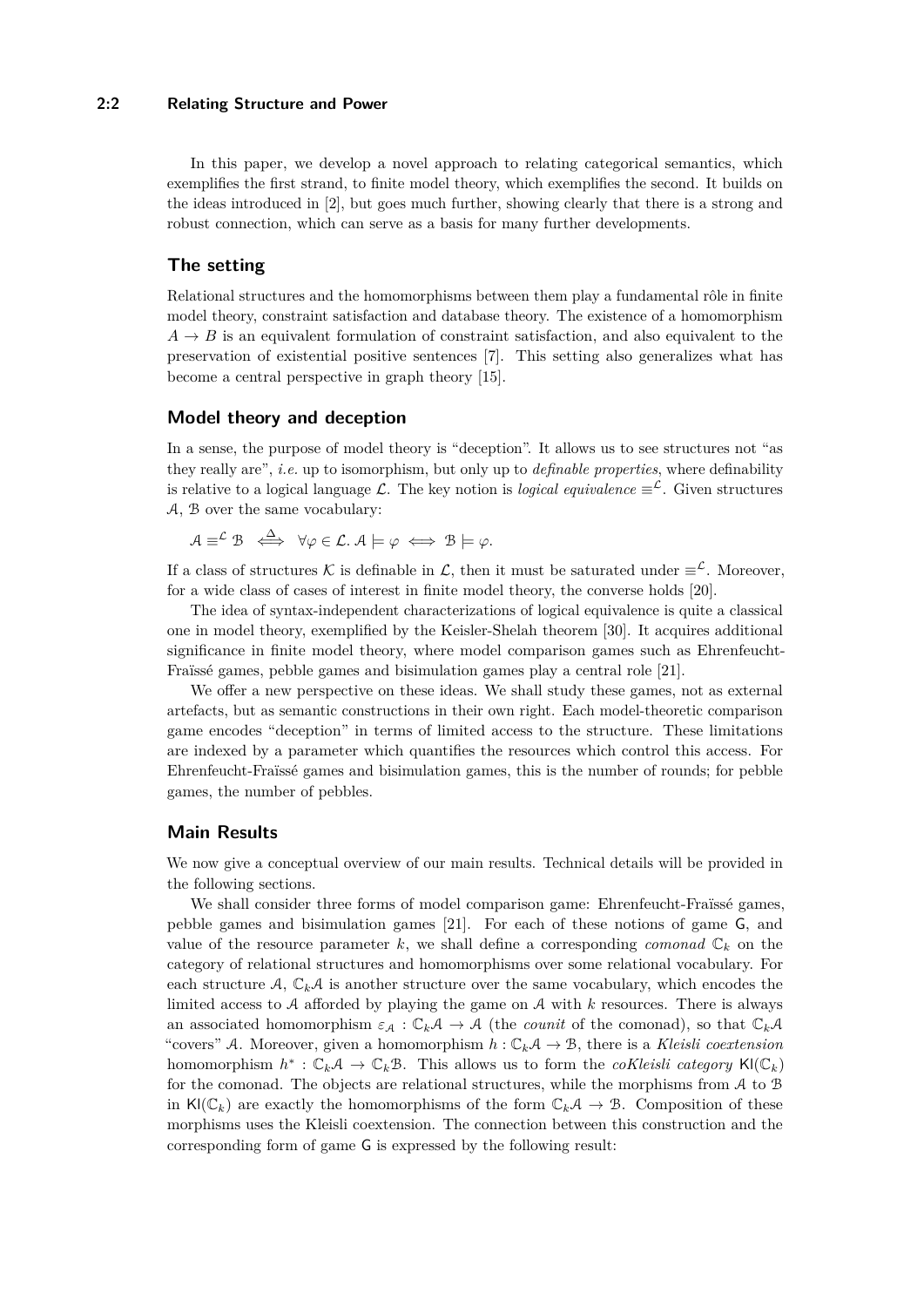In this paper, we develop a novel approach to relating categorical semantics, which exemplifies the first strand, to finite model theory, which exemplifies the second. It builds on the ideas introduced in [2], but goes much further, showing clearly that there is a strong and robust connection, which can serve as a basis for many further developments.

## The setting

Relational structures and the homomorphisms between them play a fundamental rôle in finite model theory, constraint satisfaction and database theory. The existence of a homomorphism $A \to B$ is an equivalent formulation of constraint satisfaction, and also equivalent to the preservation of existential positive sentences [7]. This setting also generalizes what has become a central perspective in graph theory [15].

## Model theory and deception

In a sense, the purpose of model theory is "deception". It allows us to see structures not "as they really are", *i.e.* up to isomorphism, but only up to *definable properties*, where definability is relative to a logical language $\mathcal{L}$. The key notion is *logical equivalence* $\equiv^{\mathcal{L}}$. Given structures $\mathcal{A}$, $\mathcal{B}$ over the same vocabulary:

$$\mathcal{A} \equiv^{\mathcal{L}} \mathcal{B} \stackrel{\Delta}{\iff} \forall \varphi \in \mathcal{L}.\, \mathcal{A} \models \varphi \iff \mathcal{B} \models \varphi.$$

If a class of structures $\mathcal{K}$ is definable in $\mathcal{L}$, then it must be saturated under $\equiv^{\mathcal{L}}$. Moreover, for a wide class of cases of interest in finite model theory, the converse holds [20].

The idea of syntax-independent characterizations of logical equivalence is quite a classical one in model theory, exemplified by the Keisler-Shelah theorem [30]. It acquires additional significance in finite model theory, where model comparison games such as Ehrenfeucht-Fraïssé games, pebble games and bisimulation games play a central role [21].

We offer a new perspective on these ideas. We shall study these games, not as external artefacts, but as semantic constructions in their own right. Each model-theoretic comparison game encodes "deception" in terms of limited access to the structure. These limitations are indexed by a parameter which quantifies the resources which control this access. For Ehrenfeucht-Fraïssé games and bisimulation games, this is the number of rounds; for pebble games, the number of pebbles.

## Main Results

We now give a conceptual overview of our main results. Technical details will be provided in the following sections.

We shall consider three forms of model comparison game: Ehrenfeucht-Fraïssé games, pebble games and bisimulation games [21]. For each of these notions of game $\mathsf{G}$, and value of the resource parameter $k$, we shall define a corresponding *comonad* $\mathbb{C}_k$ on the category of relational structures and homomorphisms over some relational vocabulary. For each structure $\mathcal{A}$, $\mathbb{C}_k\mathcal{A}$ is another structure over the same vocabulary, which encodes the limited access to $\mathcal{A}$ afforded by playing the game on $\mathcal{A}$ with $k$ resources. There is always an associated homomorphism $\varepsilon_{\mathcal{A}} : \mathbb{C}_k\mathcal{A} \to \mathcal{A}$ (the *counit* of the comonad), so that $\mathbb{C}_k\mathcal{A}$ "covers" $\mathcal{A}$. Moreover, given a homomorphism $h : \mathbb{C}_k\mathcal{A} \to \mathcal{B}$, there is a *Kleisli coextension* homomorphism $h^* : \mathbb{C}_k\mathcal{A} \to \mathbb{C}_k\mathcal{B}$. This allows us to form the *coKleisli category* $\mathsf{Kl}(\mathbb{C}_k)$ for the comonad. The objects are relational structures, while the morphisms from $\mathcal{A}$ to $\mathcal{B}$ in $\mathsf{Kl}(\mathbb{C}_k)$ are exactly the homomorphisms of the form $\mathbb{C}_k\mathcal{A} \to \mathcal{B}$. Composition of these morphisms uses the Kleisli coextension. The connection between this construction and the corresponding form of game $\mathsf{G}$ is expressed by the following result: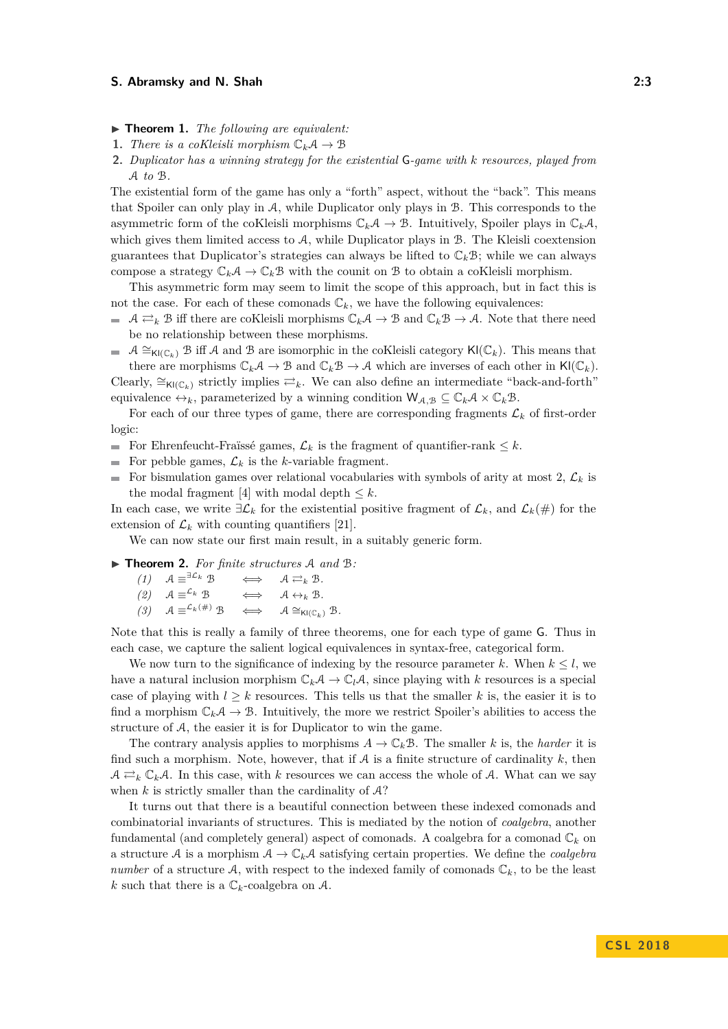▶ **Theorem 1.** *The following are equivalent:*

1. *There is a coKleisli morphism $\mathbb{C}_k\mathcal{A} \to \mathcal{B}$*
2. *Duplicator has a winning strategy for the existential* $\mathsf{G}$*-game with $k$ resources, played from $\mathcal{A}$ to $\mathcal{B}$.*

The existential form of the game has only a "forth" aspect, without the "back". This means that Spoiler can only play in $\mathcal{A}$, while Duplicator only plays in $\mathcal{B}$. This corresponds to the asymmetric form of the coKleisli morphisms $\mathbb{C}_k\mathcal{A} \to \mathcal{B}$. Intuitively, Spoiler plays in $\mathbb{C}_k\mathcal{A}$, which gives them limited access to $\mathcal{A}$, while Duplicator plays in $\mathcal{B}$. The Kleisli coextension guarantees that Duplicator's strategies can always be lifted to $\mathbb{C}_k\mathcal{B}$; while we can always compose a strategy $\mathbb{C}_k\mathcal{A} \to \mathbb{C}_k\mathcal{B}$ with the counit on $\mathcal{B}$ to obtain a coKleisli morphism.

This asymmetric form may seem to limit the scope of this approach, but in fact this is not the case. For each of these comonads $\mathbb{C}_k$, we have the following equivalences:

- $\mathcal{A} \rightleftarrows_k \mathcal{B}$ iff there are coKleisli morphisms $\mathbb{C}_k\mathcal{A} \to \mathcal{B}$ and $\mathbb{C}_k\mathcal{B} \to \mathcal{A}$. Note that there need be no relationship between these morphisms.
- $\mathcal{A} \cong_{\mathsf{Kl}(\mathbb{C}_k)} \mathcal{B}$ iff $\mathcal{A}$ and $\mathcal{B}$ are isomorphic in the coKleisli category $\mathsf{Kl}(\mathbb{C}_k)$. This means that there are morphisms $\mathbb{C}_k\mathcal{A} \to \mathcal{B}$ and $\mathbb{C}_k\mathcal{B} \to \mathcal{A}$ which are inverses of each other in $\mathsf{Kl}(\mathbb{C}_k)$.

Clearly, $\cong_{\mathsf{Kl}(\mathbb{C}_k)}$ strictly implies $\rightleftarrows_k$. We can also define an intermediate "back-and-forth" equivalence $\leftrightarrow_k$, parameterized by a winning condition $\mathsf{W}_{\mathcal{A},\mathcal{B}} \subseteq \mathbb{C}_k\mathcal{A} \times \mathbb{C}_k\mathcal{B}$.

For each of our three types of game, there are corresponding fragments $\mathcal{L}_k$ of first-order logic:

- For Ehrenfeucht-Fraïssé games, $\mathcal{L}_k$ is the fragment of quantifier-rank $\leq k$.
- For pebble games, $\mathcal{L}_k$ is the $k$-variable fragment.
- For bisimulation games over relational vocabularies with symbols of arity at most 2, $\mathcal{L}_k$ is the modal fragment [4] with modal depth $\leq k$.

In each case, we write $\exists\mathcal{L}_k$ for the existential positive fragment of $\mathcal{L}_k$, and $\mathcal{L}_k(\#)$ for the extension of $\mathcal{L}_k$ with counting quantifiers [21].

We can now state our first main result, in a suitably generic form.

▶ **Theorem 2.** *For finite structures $\mathcal{A}$ and $\mathcal{B}$:*

*(1)* $\mathcal{A} \equiv^{\exists\mathcal{L}_k} \mathcal{B} \iff \mathcal{A} \rightleftarrows_k \mathcal{B}$.

*(2)* $\mathcal{A} \equiv^{\mathcal{L}_k} \mathcal{B} \iff \mathcal{A} \leftrightarrow_k \mathcal{B}$.

*(3)* $\mathcal{A} \equiv^{\mathcal{L}_k(\#)} \mathcal{B} \iff \mathcal{A} \cong_{\mathsf{Kl}(\mathbb{C}_k)} \mathcal{B}$.

Note that this is really a family of three theorems, one for each type of game $\mathsf{G}$. Thus in each case, we capture the salient logical equivalences in syntax-free, categorical form.

We now turn to the significance of indexing by the resource parameter $k$. When $k \leq l$, we have a natural inclusion morphism $\mathbb{C}_k\mathcal{A} \to \mathbb{C}_l\mathcal{A}$, since playing with $k$ resources is a special case of playing with $l \geq k$ resources. This tells us that the smaller $k$ is, the easier it is to find a morphism $\mathbb{C}_k\mathcal{A} \to \mathcal{B}$. Intuitively, the more we restrict Spoiler's abilities to access the structure of $\mathcal{A}$, the easier it is for Duplicator to win the game.

The contrary analysis applies to morphisms $\mathcal{A} \to \mathbb{C}_k\mathcal{B}$. The smaller $k$ is, the *harder* it is find such a morphism. Note, however, that if $\mathcal{A}$ is a finite structure of cardinality $k$, then $\mathcal{A} \rightleftarrows_k \mathbb{C}_k\mathcal{A}$. In this case, with $k$ resources we can access the whole of $\mathcal{A}$. What can we say when $k$ is strictly smaller than the cardinality of $\mathcal{A}$?

It turns out that there is a beautiful connection between these indexed comonads and combinatorial invariants of structures. This is mediated by the notion of *coalgebra*, another fundamental (and completely general) aspect of comonads. A coalgebra for a comonad $\mathbb{C}_k$ on a structure $\mathcal{A}$ is a morphism $\mathcal{A} \to \mathbb{C}_k\mathcal{A}$ satisfying certain properties. We define the *coalgebra number* of a structure $\mathcal{A}$, with respect to the indexed family of comonads $\mathbb{C}_k$, to be the least $k$ such that there is a $\mathbb{C}_k$-coalgebra on $\mathcal{A}$.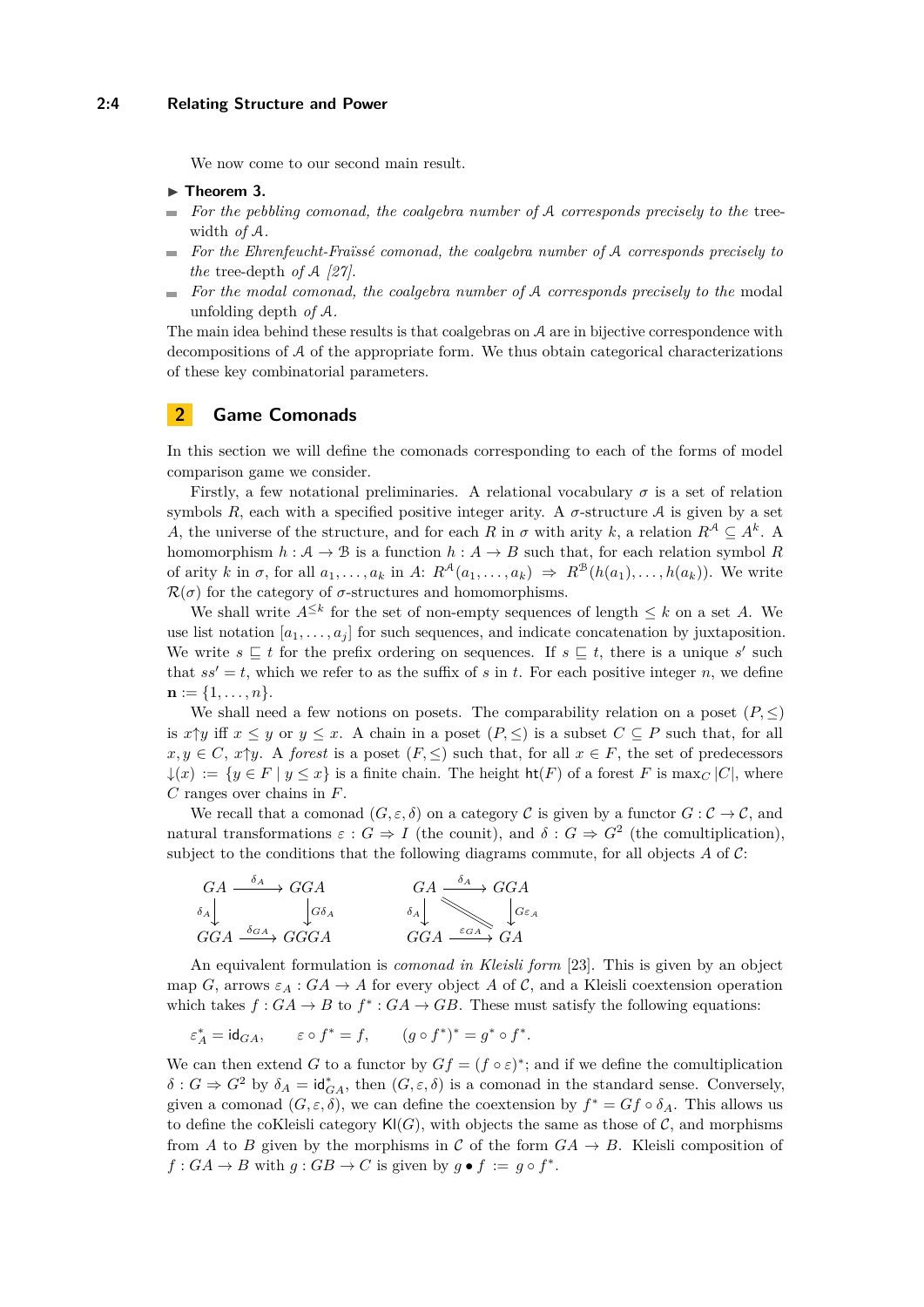We now come to our second main result.

**▶ Theorem 3.**

- *For the pebbling comonad, the coalgebra number of $\mathcal{A}$ corresponds precisely to the* tree-width *of $\mathcal{A}$.*
- *For the Ehrenfeucht-Fraïssé comonad, the coalgebra number of $\mathcal{A}$ corresponds precisely to the* tree-depth *of $\mathcal{A}$ [27].*
- *For the modal comonad, the coalgebra number of $\mathcal{A}$ corresponds precisely to the* modal unfolding depth *of $\mathcal{A}$.*

The main idea behind these results is that coalgebras on $\mathcal{A}$ are in bijective correspondence with decompositions of $\mathcal{A}$ of the appropriate form. We thus obtain categorical characterizations of these key combinatorial parameters.

## 2 Game Comonads

In this section we will define the comonads corresponding to each of the forms of model comparison game we consider.

Firstly, a few notational preliminaries. A relational vocabulary $\sigma$ is a set of relation symbols $R$, each with a specified positive integer arity. A $\sigma$-structure $\mathcal{A}$ is given by a set $A$, the universe of the structure, and for each $R$ in $\sigma$ with arity $k$, a relation $R^{\mathcal{A}} \subseteq A^k$. A homomorphism $h : \mathcal{A} \to \mathcal{B}$ is a function $h : A \to B$ such that, for each relation symbol $R$ of arity $k$ in $\sigma$, for all $a_1, \ldots, a_k$ in $A$: $R^{\mathcal{A}}(a_1, \ldots, a_k) \Rightarrow R^{\mathcal{B}}(h(a_1), \ldots, h(a_k))$. We write $\mathcal{R}(\sigma)$ for the category of $\sigma$-structures and homomorphisms.

We shall write $A^{\leq k}$ for the set of non-empty sequences of length $\leq k$ on a set $A$. We use list notation $[a_1, \ldots, a_j]$ for such sequences, and indicate concatenation by juxtaposition. We write $s \sqsubseteq t$ for the prefix ordering on sequences. If $s \sqsubseteq t$, there is a unique $s'$ such that $ss' = t$, which we refer to as the suffix of $s$ in $t$. For each positive integer $n$, we define $\mathbf{n} := \{1, \ldots, n\}$.

We shall need a few notions on posets. The comparability relation on a poset $(P, \leq)$ is $x \uparrow y$ iff $x \leq y$ or $y \leq x$. A chain in a poset $(P, \leq)$ is a subset $C \subseteq P$ such that, for all $x, y \in C$, $x \uparrow y$. A *forest* is a poset $(F, \leq)$ such that, for all $x \in F$, the set of predecessors ${\downarrow}(x) := \{y \in F \mid y \leq x\}$ is a finite chain. The height $\mathsf{ht}(F)$ of a forest $F$ is $\max_C |C|$, where $C$ ranges over chains in $F$.

We recall that a comonad $(G, \varepsilon, \delta)$ on a category $\mathcal{C}$ is given by a functor $G : \mathcal{C} \to \mathcal{C}$, and natural transformations $\varepsilon : G \Rightarrow I$ (the counit), and $\delta : G \Rightarrow G^2$ (the comultiplication), subject to the conditions that the following diagrams commute, for all objects $A$ of $\mathcal{C}$:

$$
\begin{array}{ccc}
GA & \xrightarrow{\delta_A} & GGA \\
{\scriptstyle \delta_A}\downarrow & & \downarrow{\scriptstyle G\delta_A} \\
GGA & \xrightarrow{\delta_{GA}} & GGGA
\end{array}
\qquad\qquad
\begin{array}{ccc}
GA & \xrightarrow{\delta_A} & GGA \\
{\scriptstyle \delta_A}\downarrow & \diagdown\!\!\diagdown & \downarrow{\scriptstyle G\varepsilon_A} \\
GGA & \xrightarrow{\varepsilon_{GA}} & GA
\end{array}
$$

An equivalent formulation is *comonad in Kleisli form* [23]. This is given by an object map $G$, arrows $\varepsilon_A : GA \to A$ for every object $A$ of $\mathcal{C}$, and a Kleisli coextension operation which takes $f : GA \to B$ to $f^* : GA \to GB$. These must satisfy the following equations:

$$\varepsilon_A^* = \mathsf{id}_{GA}, \qquad \varepsilon \circ f^* = f, \qquad (g \circ f^*)^* = g^* \circ f^*.$$

We can then extend $G$ to a functor by $Gf = (f \circ \varepsilon)^*$; and if we define the comultiplication $\delta : G \Rightarrow G^2$ by $\delta_A = \mathsf{id}_{GA}^*$, then $(G, \varepsilon, \delta)$ is a comonad in the standard sense. Conversely, given a comonad $(G, \varepsilon, \delta)$, we can define the coextension by $f^* = Gf \circ \delta_A$. This allows us to define the coKleisli category $\mathsf{Kl}(G)$, with objects the same as those of $\mathcal{C}$, and morphisms from $A$ to $B$ given by the morphisms in $\mathcal{C}$ of the form $GA \to B$. Kleisli composition of $f : GA \to B$ with $g : GB \to C$ is given by $g \bullet f := g \circ f^*$.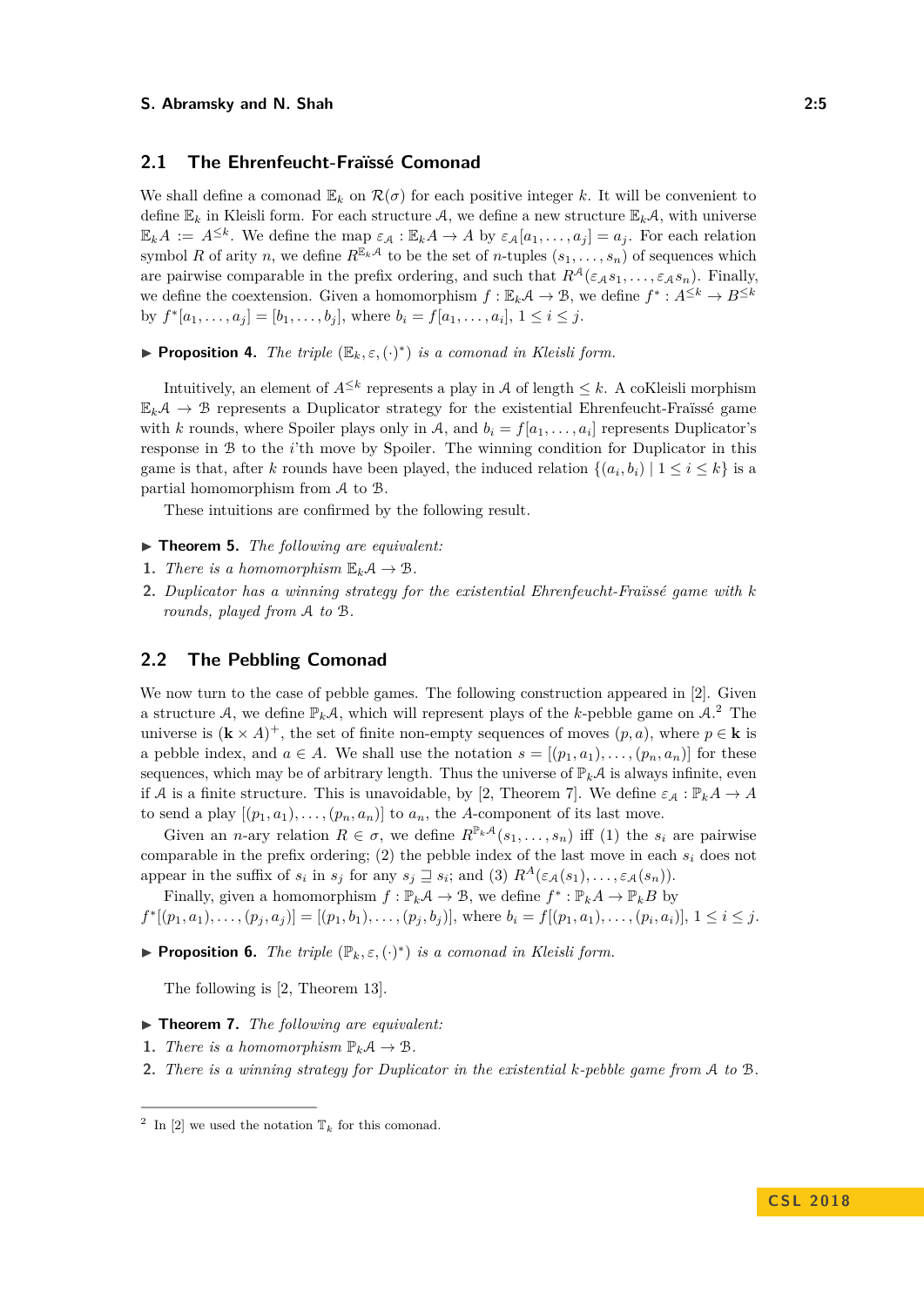## 2.1 The Ehrenfeucht-Fraïssé Comonad

We shall define a comonad $\mathbb{E}_k$ on $\mathcal{R}(\sigma)$ for each positive integer $k$. It will be convenient to define $\mathbb{E}_k$ in Kleisli form. For each structure $\mathcal{A}$, we define a new structure $\mathbb{E}_k\mathcal{A}$, with universe $\mathbb{E}_k A := A^{\leq k}$. We define the map $\varepsilon_{\mathcal{A}} : \mathbb{E}_k A \to A$ by $\varepsilon_{\mathcal{A}}[a_1, \ldots, a_j] = a_j$. For each relation symbol $R$ of arity $n$, we define $R^{\mathbb{E}_k \mathcal{A}}$ to be the set of $n$-tuples $(s_1, \ldots, s_n)$ of sequences which are pairwise comparable in the prefix ordering, and such that $R^{\mathcal{A}}(\varepsilon_{\mathcal{A}} s_1, \ldots, \varepsilon_{\mathcal{A}} s_n)$. Finally, we define the coextension. Given a homomorphism $f : \mathbb{E}_k\mathcal{A} \to \mathcal{B}$, we define $f^* : A^{\leq k} \to B^{\leq k}$ by $f^*[a_1, \ldots, a_j] = [b_1, \ldots, b_j]$, where $b_i = f[a_1, \ldots, a_i]$, $1 \leq i \leq j$.

▶ **Proposition 4.** *The triple $(\mathbb{E}_k, \varepsilon, (\cdot)^*)$ is a comonad in Kleisli form.*

Intuitively, an element of $A^{\leq k}$ represents a play in $\mathcal{A}$ of length $\leq k$. A coKleisli morphism $\mathbb{E}_k\mathcal{A} \to \mathcal{B}$ represents a Duplicator strategy for the existential Ehrenfeucht-Fraïssé game with $k$ rounds, where Spoiler plays only in $\mathcal{A}$, and $b_i = f[a_1, \ldots, a_i]$ represents Duplicator's response in $\mathcal{B}$ to the $i$'th move by Spoiler. The winning condition for Duplicator in this game is that, after $k$ rounds have been played, the induced relation $\{(a_i, b_i) \mid 1 \leq i \leq k\}$ is a partial homomorphism from $\mathcal{A}$ to $\mathcal{B}$.

These intuitions are confirmed by the following result.

▶ **Theorem 5.** *The following are equivalent:*

1. *There is a homomorphism $\mathbb{E}_k\mathcal{A} \to \mathcal{B}$.*
2. *Duplicator has a winning strategy for the existential Ehrenfeucht-Fraïssé game with $k$ rounds, played from $\mathcal{A}$ to $\mathcal{B}$.*

## 2.2 The Pebbling Comonad

We now turn to the case of pebble games. The following construction appeared in [2]. Given a structure $\mathcal{A}$, we define $\mathbb{P}_k\mathcal{A}$, which will represent plays of the $k$-pebble game on $\mathcal{A}$.[2] The universe is $(\mathbf{k} \times A)^+$, the set of finite non-empty sequences of moves $(p, a)$, where $p \in \mathbf{k}$ is a pebble index, and $a \in A$. We shall use the notation $s = [(p_1, a_1), \ldots, (p_n, a_n)]$ for these sequences, which may be of arbitrary length. Thus the universe of $\mathbb{P}_k\mathcal{A}$ is always infinite, even if $\mathcal{A}$ is a finite structure. This is unavoidable, by [2, Theorem 7]. We define $\varepsilon_{\mathcal{A}} : \mathbb{P}_k A \to A$ to send a play $[(p_1, a_1), \ldots, (p_n, a_n)]$ to $a_n$, the $A$-component of its last move.

Given an $n$-ary relation $R \in \sigma$, we define $R^{\mathbb{P}_k\mathcal{A}}(s_1, \ldots, s_n)$ iff (1) the $s_i$ are pairwise comparable in the prefix ordering; (2) the pebble index of the last move in each $s_i$ does not appear in the suffix of $s_i$ in $s_j$ for any $s_j \sqsupseteq s_i$; and (3) $R^A(\varepsilon_{\mathcal{A}}(s_1), \ldots, \varepsilon_{\mathcal{A}}(s_n))$.

Finally, given a homomorphism $f : \mathbb{P}_k\mathcal{A} \to \mathcal{B}$, we define $f^* : \mathbb{P}_k A \to \mathbb{P}_k B$ by $f^*[(p_1, a_1), \ldots, (p_j, a_j)] = [(p_1, b_1), \ldots, (p_j, b_j)]$, where $b_i = f[(p_1, a_1), \ldots, (p_i, a_i)]$, $1 \leq i \leq j$.

▶ **Proposition 6.** *The triple $(\mathbb{P}_k, \varepsilon, (\cdot)^*)$ is a comonad in Kleisli form.*

The following is [2, Theorem 13].

▶ **Theorem 7.** *The following are equivalent:*

1. *There is a homomorphism $\mathbb{P}_k\mathcal{A} \to \mathcal{B}$.*
2. *There is a winning strategy for Duplicator in the existential $k$-pebble game from $\mathcal{A}$ to $\mathcal{B}$.*

[2] In [2] we used the notation $\mathbb{T}_k$ for this comonad.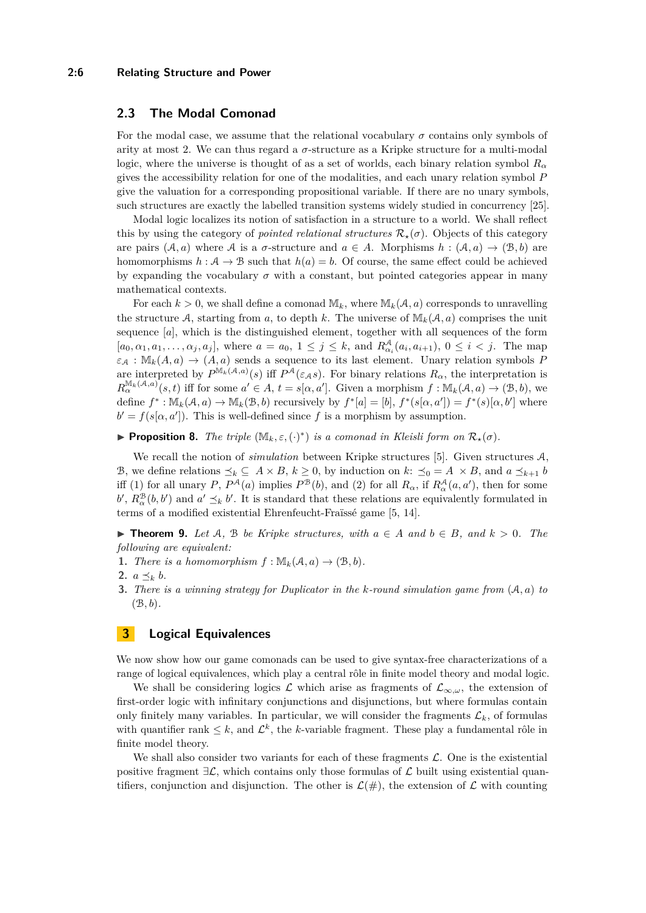## 2.3 The Modal Comonad

For the modal case, we assume that the relational vocabulary $\sigma$ contains only symbols of arity at most 2. We can thus regard a $\sigma$-structure as a Kripke structure for a multi-modal logic, where the universe is thought of as a set of worlds, each binary relation symbol $R_\alpha$ gives the accessibility relation for one of the modalities, and each unary relation symbol $P$ give the valuation for a corresponding propositional variable. If there are no unary symbols, such structures are exactly the labelled transition systems widely studied in concurrency [25].

Modal logic localizes its notion of satisfaction in a structure to a world. We shall reflect this by using the category of *pointed relational structures* $\mathcal{R}_\star(\sigma)$. Objects of this category are pairs $(\mathcal{A}, a)$ where $\mathcal{A}$ is a $\sigma$-structure and $a \in A$. Morphisms $h : (\mathcal{A}, a) \to (\mathcal{B}, b)$ are homomorphisms $h : \mathcal{A} \to \mathcal{B}$ such that $h(a) = b$. Of course, the same effect could be achieved by expanding the vocabulary $\sigma$ with a constant, but pointed categories appear in many mathematical contexts.

For each $k > 0$, we shall define a comonad $\mathbb{M}_k$, where $\mathbb{M}_k(\mathcal{A}, a)$ corresponds to unravelling the structure $\mathcal{A}$, starting from $a$, to depth $k$. The universe of $\mathbb{M}_k(\mathcal{A}, a)$ comprises the unit sequence $[a]$, which is the distinguished element, together with all sequences of the form $[a_0, \alpha_1, a_1, \ldots, \alpha_j, a_j]$, where $a = a_0$, $1 \leq j \leq k$, and $R^{\mathcal{A}}_{\alpha_i}(a_i, a_{i+1})$, $0 \leq i < j$. The map $\varepsilon_{\mathcal{A}} : \mathbb{M}_k(A, a) \to (A, a)$ sends a sequence to its last element. Unary relation symbols $P$ are interpreted by $P^{\mathbb{M}_k(\mathcal{A},a)}(s)$ iff $P^{\mathcal{A}}(\varepsilon_{\mathcal{A}} s)$. For binary relations $R_\alpha$, the interpretation is $R^{\mathbb{M}_k(\mathcal{A},a)}_\alpha(s, t)$ iff for some $a' \in A$, $t = s[\alpha, a']$. Given a morphism $f : \mathbb{M}_k(\mathcal{A}, a) \to (\mathcal{B}, b)$, we define $f^* : \mathbb{M}_k(\mathcal{A}, a) \to \mathbb{M}_k(\mathcal{B}, b)$ recursively by $f^*[a] = [b]$, $f^*(s[\alpha, a']) = f^*(s)[\alpha, b']$ where $b' = f(s[\alpha, a'])$. This is well-defined since $f$ is a morphism by assumption.

▶ **Proposition 8.** *The triple* $(\mathbb{M}_k, \varepsilon, (\cdot)^*)$ *is a comonad in Kleisli form on* $\mathcal{R}_\star(\sigma)$.

We recall the notion of *simulation* between Kripke structures [5]. Given structures $\mathcal{A}$, $\mathcal{B}$, we define relations $\preceq_k \subseteq A \times B$, $k \geq 0$, by induction on $k$: $\preceq_0 = A \times B$, and $a \preceq_{k+1} b$ iff (1) for all unary $P$, $P^{\mathcal{A}}(a)$ implies $P^{\mathcal{B}}(b)$, and (2) for all $R_\alpha$, if $R^{\mathcal{A}}_\alpha(a, a')$, then for some $b'$, $R^{\mathcal{B}}_\alpha(b, b')$ and $a' \preceq_k b'$. It is standard that these relations are equivalently formulated in terms of a modified existential Ehrenfeucht-Fraïssé game [5, 14].

▶ **Theorem 9.** *Let $\mathcal{A}$, $\mathcal{B}$ be Kripke structures, with $a \in A$ and $b \in B$, and $k > 0$. The following are equivalent:*

1. *There is a homomorphism $f : \mathbb{M}_k(\mathcal{A}, a) \to (\mathcal{B}, b)$.*
2. *$a \preceq_k b$.*
3. *There is a winning strategy for Duplicator in the $k$-round simulation game from $(\mathcal{A}, a)$ to $(\mathcal{B}, b)$.*

# 3 Logical Equivalences

We now show how our game comonads can be used to give syntax-free characterizations of a range of logical equivalences, which play a central rôle in finite model theory and modal logic.

We shall be considering logics $\mathcal{L}$ which arise as fragments of $\mathcal{L}_{\infty,\omega}$, the extension of first-order logic with infinitary conjunctions and disjunctions, but where formulas contain only finitely many variables. In particular, we will consider the fragments $\mathcal{L}_k$, of formulas with quantifier rank $\leq k$, and $\mathcal{L}^k$, the $k$-variable fragment. These play a fundamental rôle in finite model theory.

We shall also consider two variants for each of these fragments $\mathcal{L}$. One is the existential positive fragment $\exists\mathcal{L}$, which contains only those formulas of $\mathcal{L}$ built using existential quantifiers, conjunction and disjunction. The other is $\mathcal{L}(\#)$, the extension of $\mathcal{L}$ with counting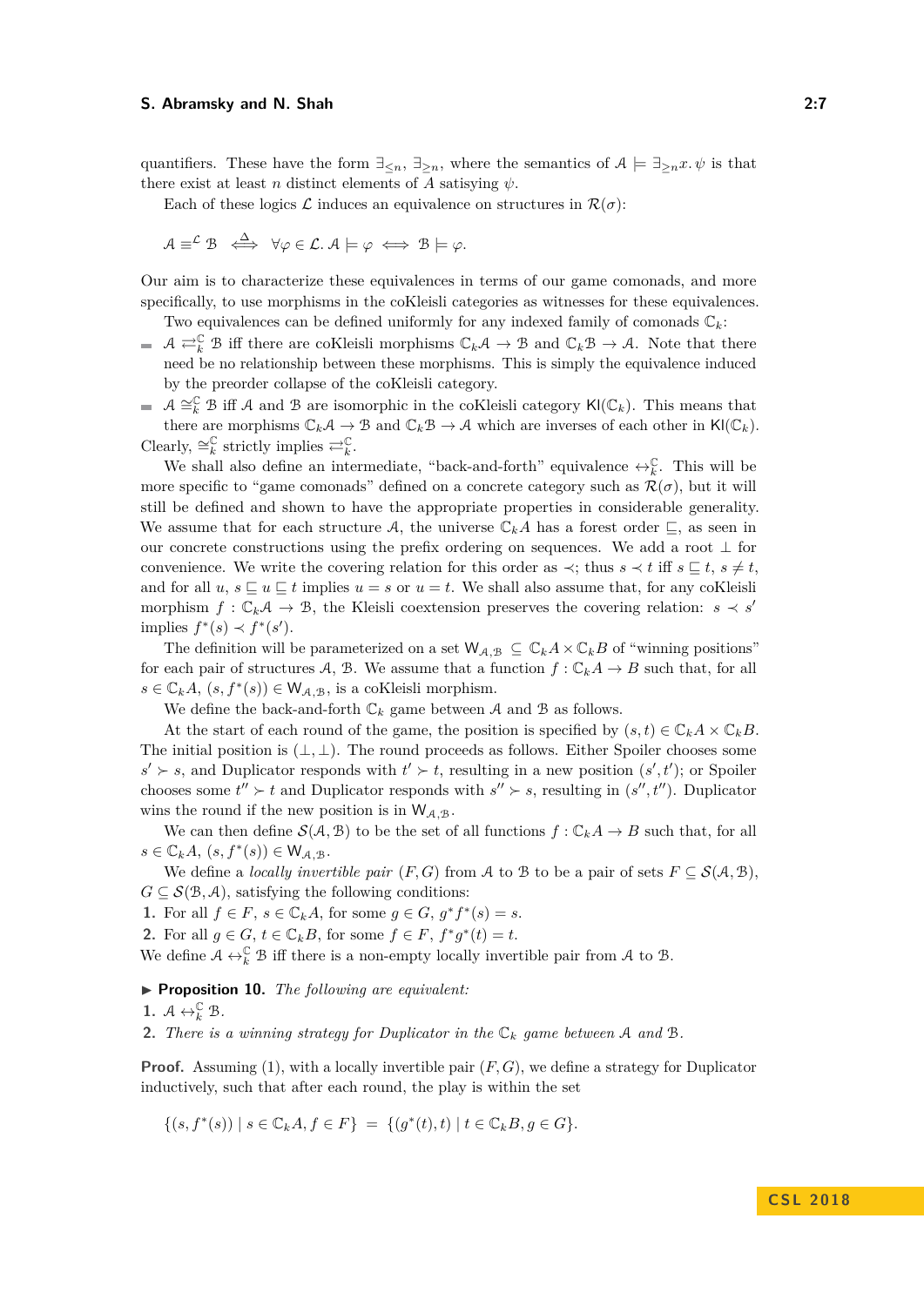quantifiers. These have the form $\exists_{\leq n}$, $\exists_{\geq n}$, where the semantics of $\mathcal{A} \models \exists_{\geq n} x.\, \psi$ is that there exist at least $n$ distinct elements of $A$ satisying $\psi$.

Each of these logics $\mathcal{L}$ induces an equivalence on structures in $\mathcal{R}(\sigma)$:

$$\mathcal{A} \equiv^{\mathcal{L}} \mathcal{B} \quad \stackrel{\Delta}{\Longleftrightarrow} \quad \forall \varphi \in \mathcal{L}.\, \mathcal{A} \models \varphi \iff \mathcal{B} \models \varphi.$$

Our aim is to characterize these equivalences in terms of our game comonads, and more specifically, to use morphisms in the coKleisli categories as witnesses for these equivalences.

Two equivalences can be defined uniformly for any indexed family of comonads $\mathbb{C}_k$:

- $\mathcal{A} \rightleftarrows_k^{\mathbb{C}} \mathcal{B}$ iff there are coKleisli morphisms $\mathbb{C}_k\mathcal{A} \to \mathcal{B}$ and $\mathbb{C}_k\mathcal{B} \to \mathcal{A}$. Note that there need be no relationship between these morphisms. This is simply the equivalence induced by the preorder collapse of the coKleisli category.
- $\mathcal{A} \cong_k^{\mathbb{C}} \mathcal{B}$ iff $\mathcal{A}$ and $\mathcal{B}$ are isomorphic in the coKleisli category $\mathsf{Kl}(\mathbb{C}_k)$. This means that there are morphisms $\mathbb{C}_k\mathcal{A} \to \mathcal{B}$ and $\mathbb{C}_k\mathcal{B} \to \mathcal{A}$ which are inverses of each other in $\mathsf{Kl}(\mathbb{C}_k)$.

Clearly, $\cong_k^{\mathbb{C}}$ strictly implies $\rightleftarrows_k^{\mathbb{C}}$.

We shall also define an intermediate, "back-and-forth" equivalence $\leftrightarrow_k^{\mathbb{C}}$. This will be more specific to "game comonads" defined on a concrete category such as $\mathcal{R}(\sigma)$, but it will still be defined and shown to have the appropriate properties in considerable generality. We assume that for each structure $\mathcal{A}$, the universe $\mathbb{C}_kA$ has a forest order $\sqsubseteq$, as seen in our concrete constructions using the prefix ordering on sequences. We add a root $\bot$ for convenience. We write the covering relation for this order as $\prec$; thus $s \prec t$ iff $s \sqsubseteq t$, $s \neq t$, and for all $u$, $s \sqsubseteq u \sqsubseteq t$ implies $u = s$ or $u = t$. We shall also assume that, for any coKleisli morphism $f : \mathbb{C}_k\mathcal{A} \to \mathcal{B}$, the Kleisli coextension preserves the covering relation: $s \prec s'$ implies $f^*(s) \prec f^*(s')$.

The definition will be parameterized on a set $\mathsf{W}_{\mathcal{A},\mathcal{B}} \subseteq \mathbb{C}_kA \times \mathbb{C}_kB$ of "winning positions" for each pair of structures $\mathcal{A}$, $\mathcal{B}$. We assume that a function $f : \mathbb{C}_kA \to B$ such that, for all $s \in \mathbb{C}_kA$, $(s, f^*(s)) \in \mathsf{W}_{\mathcal{A},\mathcal{B}}$, is a coKleisli morphism.

We define the back-and-forth $\mathbb{C}_k$ game between $\mathcal{A}$ and $\mathcal{B}$ as follows.

At the start of each round of the game, the position is specified by $(s, t) \in \mathbb{C}_kA \times \mathbb{C}_kB$. The initial position is $(\bot, \bot)$. The round proceeds as follows. Either Spoiler chooses some $s' \succ s$, and Duplicator responds with $t' \succ t$, resulting in a new position $(s', t')$; or Spoiler chooses some $t'' \succ t$ and Duplicator responds with $s'' \succ s$, resulting in $(s'', t'')$. Duplicator wins the round if the new position is in $\mathsf{W}_{\mathcal{A},\mathcal{B}}$.

We can then define $\mathcal{S}(\mathcal{A}, \mathcal{B})$ to be the set of all functions $f : \mathbb{C}_kA \to B$ such that, for all $s \in \mathbb{C}_kA$, $(s, f^*(s)) \in \mathsf{W}_{\mathcal{A},\mathcal{B}}$.

We define a *locally invertible pair* $(F, G)$ from $\mathcal{A}$ to $\mathcal{B}$ to be a pair of sets $F \subseteq \mathcal{S}(\mathcal{A}, \mathcal{B})$, $G \subseteq \mathcal{S}(\mathcal{B}, \mathcal{A})$, satisfying the following conditions:

1. For all $f \in F$, $s \in \mathbb{C}_kA$, for some $g \in G$, $g^*f^*(s) = s$.
2. For all $g \in G$, $t \in \mathbb{C}_kB$, for some $f \in F$, $f^*g^*(t) = t$.

We define $\mathcal{A} \leftrightarrow_k^{\mathbb{C}} \mathcal{B}$ iff there is a non-empty locally invertible pair from $\mathcal{A}$ to $\mathcal{B}$.

▶ **Proposition 10.** *The following are equivalent:*

1. $\mathcal{A} \leftrightarrow_k^{\mathbb{C}} \mathcal{B}$.
2. *There is a winning strategy for Duplicator in the $\mathbb{C}_k$ game between $\mathcal{A}$ and $\mathcal{B}$.*

**Proof.** Assuming (1), with a locally invertible pair $(F, G)$, we define a strategy for Duplicator inductively, such that after each round, the play is within the set

$$\{(s, f^*(s)) \mid s \in \mathbb{C}_kA, f \in F\} \;=\; \{(g^*(t), t) \mid t \in \mathbb{C}_kB, g \in G\}.$$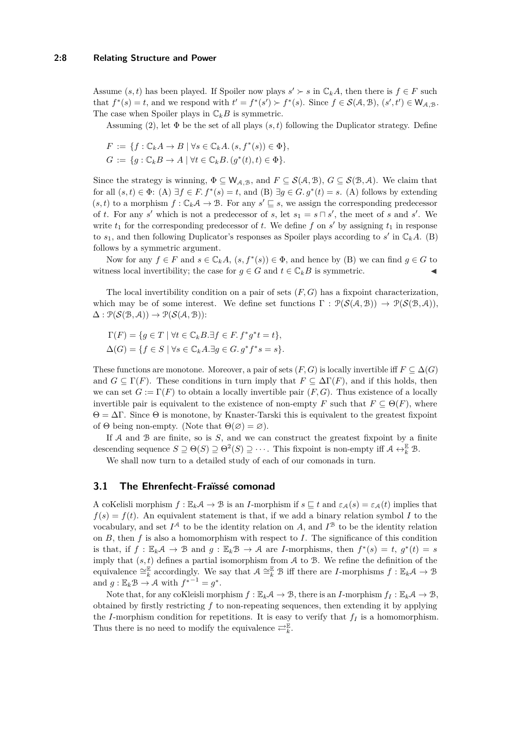Assume $(s,t)$ has been played. If Spoiler now plays $s' \succ s$ in $\mathbb{C}_k A$, then there is $f \in F$ such that $f^*(s) = t$, and we respond with $t' = f^*(s') \succ f^*(s)$. Since $f \in \mathcal{S}(\mathcal{A}, \mathcal{B})$, $(s', t') \in \mathsf{W}_{\mathcal{A},\mathcal{B}}$. The case when Spoiler plays in $\mathbb{C}_k B$ is symmetric.

Assuming (2), let $\Phi$ be the set of all plays $(s,t)$ following the Duplicator strategy. Define

$$F := \{f : \mathbb{C}_k A \to B \mid \forall s \in \mathbb{C}_k A.\, (s, f^*(s)) \in \Phi\},$$
$$G := \{g : \mathbb{C}_k B \to A \mid \forall t \in \mathbb{C}_k B.\, (g^*(t), t) \in \Phi\}.$$

Since the strategy is winning, $\Phi \subseteq \mathsf{W}_{\mathcal{A},\mathcal{B}}$, and $F \subseteq \mathcal{S}(\mathcal{A}, \mathcal{B})$, $G \subseteq \mathcal{S}(\mathcal{B}, \mathcal{A})$. We claim that for all $(s,t) \in \Phi$: (A) $\exists f \in F.\, f^*(s) = t$, and (B) $\exists g \in G.\, g^*(t) = s$. (A) follows by extending $(s,t)$ to a morphism $f : \mathbb{C}_k \mathcal{A} \to \mathcal{B}$. For any $s' \sqsubseteq s$, we assign the corresponding predecessor of $t$. For any $s'$ which is not a predecessor of $s$, let $s_1 = s \sqcap s'$, the meet of $s$ and $s'$. We write $t_1$ for the corresponding predecessor of $t$. We define $f$ on $s'$ by assigning $t_1$ in response to $s_1$, and then following Duplicator's responses as Spoiler plays according to $s'$ in $\mathbb{C}_k A$. (B) follows by a symmetric argument.

Now for any $f \in F$ and $s \in \mathbb{C}_k A$, $(s, f^*(s)) \in \Phi$, and hence by (B) we can find $g \in G$ to witness local invertibility; the case for $g \in G$ and $t \in \mathbb{C}_k B$ is symmetric. ◀

The local invertibility condition on a pair of sets $(F, G)$ has a fixpoint characterization, which may be of some interest. We define set functions $\Gamma : \mathcal{P}(\mathcal{S}(\mathcal{A}, \mathcal{B})) \to \mathcal{P}(\mathcal{S}(\mathcal{B}, \mathcal{A}))$, $\Delta : \mathcal{P}(\mathcal{S}(\mathcal{B}, \mathcal{A})) \to \mathcal{P}(\mathcal{S}(\mathcal{A}, \mathcal{B}))$:

$$\Gamma(F) = \{g \in T \mid \forall t \in \mathbb{C}_k B. \exists f \in F.\, f^* g^* t = t\},$$
$$\Delta(G) = \{f \in S \mid \forall s \in \mathbb{C}_k A. \exists g \in G.\, g^* f^* s = s\}.$$

These functions are monotone. Moreover, a pair of sets $(F, G)$ is locally invertible iff $F \subseteq \Delta(G)$ and $G \subseteq \Gamma(F)$. These conditions in turn imply that $F \subseteq \Delta\Gamma(F)$, and if this holds, then we can set $G := \Gamma(F)$ to obtain a locally invertible pair $(F, G)$. Thus existence of a locally invertible pair is equivalent to the existence of non-empty $F$ such that $F \subseteq \Theta(F)$, where $\Theta = \Delta\Gamma$. Since $\Theta$ is monotone, by Knaster-Tarski this is equivalent to the greatest fixpoint of $\Theta$ being non-empty. (Note that $\Theta(\varnothing) = \varnothing$).

If $\mathcal{A}$ and $\mathcal{B}$ are finite, so is $S$, and we can construct the greatest fixpoint by a finite descending sequence $S \supseteq \Theta(S) \supseteq \Theta^2(S) \supseteq \cdots$. This fixpoint is non-empty iff $\mathcal{A} \leftrightarrow_k^{\mathbb{E}} \mathcal{B}$.

We shall now turn to a detailed study of each of our comonads in turn.

## 3.1 The Ehrenfecht-Fraïssé comonad

A coKelisli morphism $f : \mathbb{E}_k \mathcal{A} \to \mathcal{B}$ is an $I$-morphism if $s \sqsubseteq t$ and $\varepsilon_{\mathcal{A}}(s) = \varepsilon_{\mathcal{A}}(t)$ implies that $f(s) = f(t)$. An equivalent statement is that, if we add a binary relation symbol $I$ to the vocabulary, and set $I^{\mathcal{A}}$ to be the identity relation on $A$, and $I^{\mathcal{B}}$ to be the identity relation on $B$, then $f$ is also a homomorphism with respect to $I$. The significance of this condition is that, if $f : \mathbb{E}_k \mathcal{A} \to \mathcal{B}$ and $g : \mathbb{E}_k \mathcal{B} \to \mathcal{A}$ are $I$-morphisms, then $f^*(s) = t$, $g^*(t) = s$ imply that $(s,t)$ defines a partial isomorphism from $\mathcal{A}$ to $\mathcal{B}$. We refine the definition of the equivalence $\cong_k^{\mathbb{E}}$ accordingly. We say that $\mathcal{A} \cong_k^{\mathbb{E}} \mathcal{B}$ iff there are $I$-morphisms $f : \mathbb{E}_k \mathcal{A} \to \mathcal{B}$ and $g : \mathbb{E}_k \mathcal{B} \to \mathcal{A}$ with $f^{*-1} = g^*$.

Note that, for any coKleisli morphism $f : \mathbb{E}_k \mathcal{A} \to \mathcal{B}$, there is an $I$-morphism $f_I : \mathbb{E}_k \mathcal{A} \to \mathcal{B}$, obtained by firstly restricting $f$ to non-repeating sequences, then extending it by applying the $I$-morphism condition for repetitions. It is easy to verify that $f_I$ is a homomorphism. Thus there is no need to modify the equivalence $\rightleftarrows_k^{\mathbb{E}}$.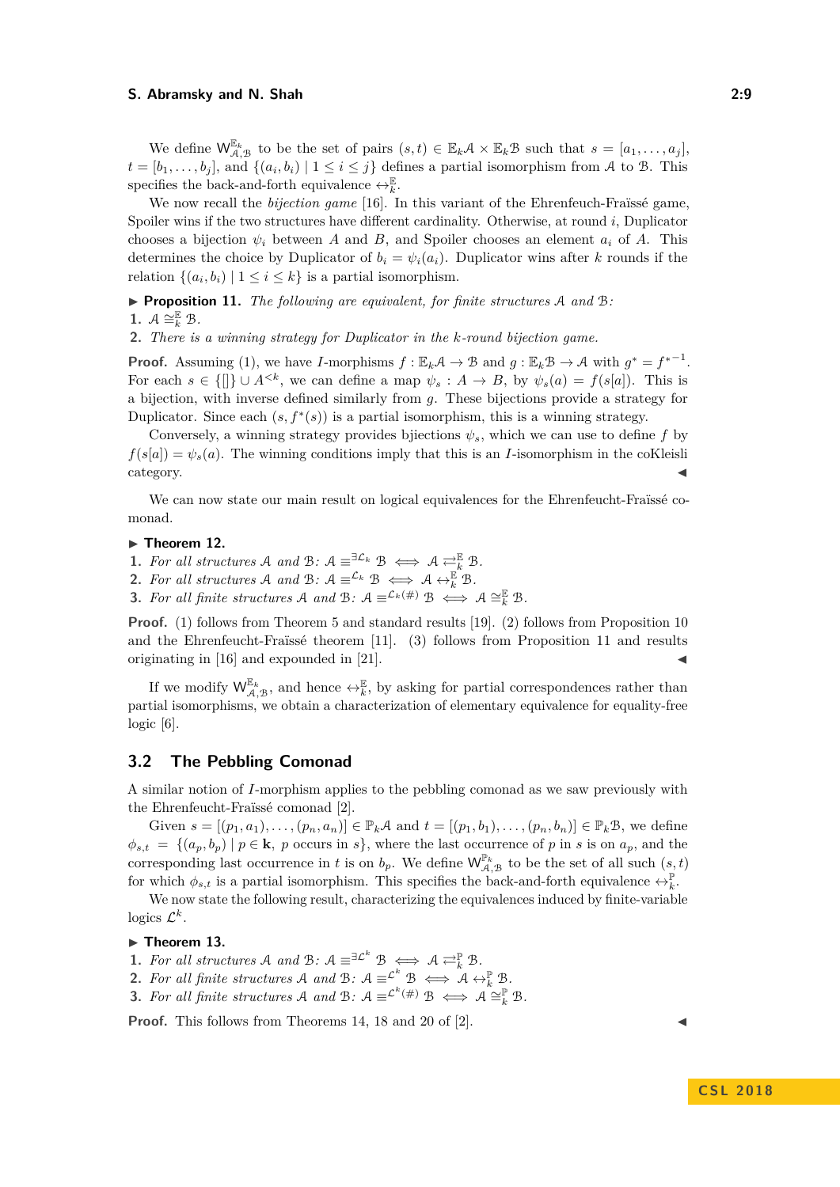We define $\mathsf{W}^{\mathbb{E}_k}_{\mathcal{A},\mathcal{B}}$ to be the set of pairs $(s,t) \in \mathbb{E}_k\mathcal{A} \times \mathbb{E}_k\mathcal{B}$ such that $s = [a_1,\ldots,a_j]$, $t = [b_1,\ldots,b_j]$, and $\{(a_i,b_i) \mid 1 \leq i \leq j\}$ defines a partial isomorphism from $\mathcal{A}$ to $\mathcal{B}$. This specifies the back-and-forth equivalence $\leftrightarrow^{\mathbb{E}}_k$.

We now recall the *bijection game* [16]. In this variant of the Ehrenfeuch-Fraïssé game, Spoiler wins if the two structures have different cardinality. Otherwise, at round $i$, Duplicator chooses a bijection $\psi_i$ between $A$ and $B$, and Spoiler chooses an element $a_i$ of $A$. This determines the choice by Duplicator of $b_i = \psi_i(a_i)$. Duplicator wins after $k$ rounds if the relation $\{(a_i,b_i) \mid 1 \leq i \leq k\}$ is a partial isomorphism.

▶ **Proposition 11.** *The following are equivalent, for finite structures $\mathcal{A}$ and $\mathcal{B}$:*

1. $\mathcal{A} \cong^{\mathbb{E}}_k \mathcal{B}$.
2. *There is a winning strategy for Duplicator in the $k$-round bijection game.*

**Proof.** Assuming (1), we have $I$-morphisms $f : \mathbb{E}_k\mathcal{A} \to \mathcal{B}$ and $g : \mathbb{E}_k\mathcal{B} \to \mathcal{A}$ with $g^* = f^{*-1}$. For each $s \in \{[]\} \cup A^{<k}$, we can define a map $\psi_s : A \to B$, by $\psi_s(a) = f(s[a])$. This is a bijection, with inverse defined similarly from $g$. These bijections provide a strategy for Duplicator. Since each $(s, f^*(s))$ is a partial isomorphism, this is a winning strategy.

Conversely, a winning strategy provides bjiections $\psi_s$, which we can use to define $f$ by $f(s[a]) = \psi_s(a)$. The winning conditions imply that this is an $I$-isomorphism in the coKleisli category. ◀

We can now state our main result on logical equivalences for the Ehrenfeucht-Fraïssé comonad.

▶ **Theorem 12.**

1. *For all structures $\mathcal{A}$ and $\mathcal{B}$: $\mathcal{A} \equiv^{\exists\mathcal{L}_k} \mathcal{B} \iff \mathcal{A} \rightleftarrows^{\mathbb{E}}_k \mathcal{B}$.*
2. *For all structures $\mathcal{A}$ and $\mathcal{B}$: $\mathcal{A} \equiv^{\mathcal{L}_k} \mathcal{B} \iff \mathcal{A} \leftrightarrow^{\mathbb{E}}_k \mathcal{B}$.*
3. *For all finite structures $\mathcal{A}$ and $\mathcal{B}$: $\mathcal{A} \equiv^{\mathcal{L}_k(\#)} \mathcal{B} \iff \mathcal{A} \cong^{\mathbb{E}}_k \mathcal{B}$.*

**Proof.** (1) follows from Theorem 5 and standard results [19]. (2) follows from Proposition 10 and the Ehrenfeucht-Fraïssé theorem [11]. (3) follows from Proposition 11 and results originating in [16] and expounded in [21]. ◀

If we modify $\mathsf{W}^{\mathbb{E}_k}_{\mathcal{A},\mathcal{B}}$, and hence $\leftrightarrow^{\mathbb{E}}_k$, by asking for partial correspondences rather than partial isomorphisms, we obtain a characterization of elementary equivalence for equality-free logic [6].

## 3.2 The Pebbling Comonad

A similar notion of $I$-morphism applies to the pebbling comonad as we saw previously with the Ehrenfeucht-Fraïssé comonad [2].

Given $s = [(p_1,a_1),\ldots,(p_n,a_n)] \in \mathbb{P}_k\mathcal{A}$ and $t = [(p_1,b_1),\ldots,(p_n,b_n)] \in \mathbb{P}_k\mathcal{B}$, we define $\phi_{s,t} = \{(a_p,b_p) \mid p \in \mathbf{k},\ p \text{ occurs in } s\}$, where the last occurrence of $p$ in $s$ is on $a_p$, and the corresponding last occurrence in $t$ is on $b_p$. We define $\mathsf{W}^{\mathbb{P}_k}_{\mathcal{A},\mathcal{B}}$ to be the set of all such $(s,t)$ for which $\phi_{s,t}$ is a partial isomorphism. This specifies the back-and-forth equivalence $\leftrightarrow^{\mathbb{P}}_k$.

We now state the following result, characterizing the equivalences induced by finite-variable logics $\mathcal{L}^k$.

▶ **Theorem 13.**

1. *For all structures $\mathcal{A}$ and $\mathcal{B}$: $\mathcal{A} \equiv^{\exists\mathcal{L}^k} \mathcal{B} \iff \mathcal{A} \rightleftarrows^{\mathbb{P}}_k \mathcal{B}$.*
2. *For all finite structures $\mathcal{A}$ and $\mathcal{B}$: $\mathcal{A} \equiv^{\mathcal{L}^k} \mathcal{B} \iff \mathcal{A} \leftrightarrow^{\mathbb{P}}_k \mathcal{B}$.*
3. *For all finite structures $\mathcal{A}$ and $\mathcal{B}$: $\mathcal{A} \equiv^{\mathcal{L}^k(\#)} \mathcal{B} \iff \mathcal{A} \cong^{\mathbb{P}}_k \mathcal{B}$.*

**Proof.** This follows from Theorems 14, 18 and 20 of [2]. ◀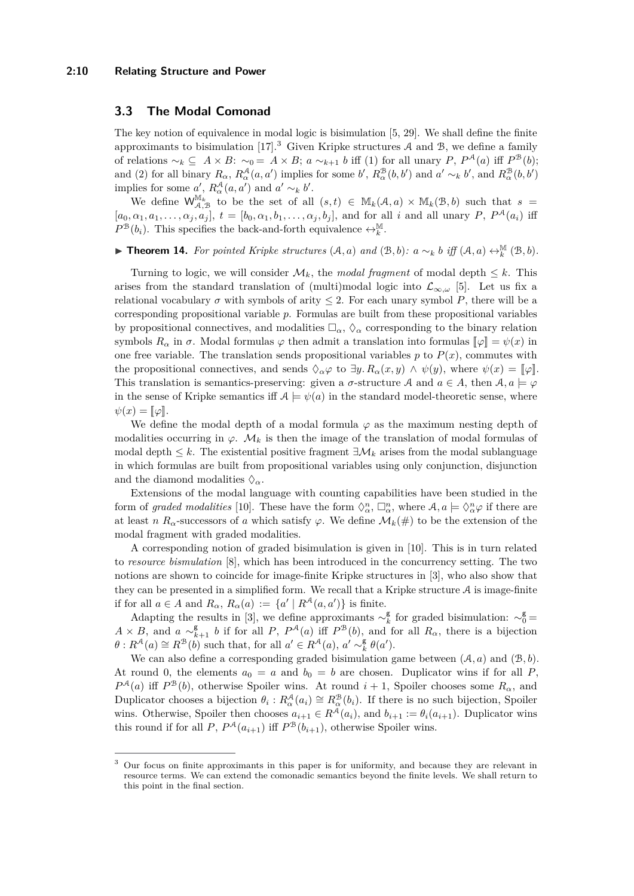### 3.3 The Modal Comonad

The key notion of equivalence in modal logic is bisimulation [5, 29]. We shall define the finite approximants to bisimulation [17].[3] Given Kripke structures $\mathcal{A}$ and $\mathcal{B}$, we define a family of relations $\sim_k \subseteq A \times B$: $\sim_0 = A \times B$; $a \sim_{k+1} b$ iff (1) for all unary $P$, $P^{\mathcal{A}}(a)$ iff $P^{\mathcal{B}}(b)$; and (2) for all binary $R_\alpha$, $R^{\mathcal{A}}_\alpha(a, a')$ implies for some $b'$, $R^{\mathcal{B}}_\alpha(b, b')$ and $a' \sim_k b'$, and $R^{\mathcal{B}}_\alpha(b, b')$ implies for some $a'$, $R^{\mathcal{A}}_\alpha(a, a')$ and $a' \sim_k b'$.

We define $\mathsf{W}^{\mathbb{M}_k}_{\mathcal{A},\mathcal{B}}$ to be the set of all $(s, t) \in \mathbb{M}_k(\mathcal{A}, a) \times \mathbb{M}_k(\mathcal{B}, b)$ such that $s = [a_0, \alpha_1, a_1, \ldots, \alpha_j, a_j]$, $t = [b_0, \alpha_1, b_1, \ldots, \alpha_j, b_j]$, and for all $i$ and all unary $P$, $P^{\mathcal{A}}(a_i)$ iff $P^{\mathcal{B}}(b_i)$. This specifies the back-and-forth equivalence $\leftrightarrow^{\mathbb{M}}_k$.

▶ **Theorem 14.** *For pointed Kripke structures $(\mathcal{A}, a)$ and $(\mathcal{B}, b)$: $a \sim_k b$ iff $(\mathcal{A}, a) \leftrightarrow^{\mathbb{M}}_k (\mathcal{B}, b)$.*

Turning to logic, we will consider $\mathcal{M}_k$, the *modal fragment* of modal depth $\leq k$. This arises from the standard translation of (multi)modal logic into $\mathcal{L}_{\infty,\omega}$ [5]. Let us fix a relational vocabulary $\sigma$ with symbols of arity $\leq 2$. For each unary symbol $P$, there will be a corresponding propositional variable $p$. Formulas are built from these propositional variables by propositional connectives, and modalities $\Box_\alpha$, $\Diamond_\alpha$ corresponding to the binary relation symbols $R_\alpha$ in $\sigma$. Modal formulas $\varphi$ then admit a translation into formulas $[\![\varphi]\!] = \psi(x)$ in one free variable. The translation sends propositional variables $p$ to $P(x)$, commutes with the propositional connectives, and sends $\Diamond_\alpha \varphi$ to $\exists y. R_\alpha(x, y) \wedge \psi(y)$, where $\psi(x) = [\![\varphi]\!]$. This translation is semantics-preserving: given a $\sigma$-structure $\mathcal{A}$ and $a \in A$, then $\mathcal{A}, a \models \varphi$ in the sense of Kripke semantics iff $\mathcal{A} \models \psi(a)$ in the standard model-theoretic sense, where $\psi(x) = [\![\varphi]\!]$.

We define the modal depth of a modal formula $\varphi$ as the maximum nesting depth of modalities occurring in $\varphi$. $\mathcal{M}_k$ is then the image of the translation of modal formulas of modal depth $\leq k$. The existential positive fragment $\exists\mathcal{M}_k$ arises from the modal sublanguage in which formulas are built from propositional variables using only conjunction, disjunction and the diamond modalities $\Diamond_\alpha$.

Extensions of the modal language with counting capabilities have been studied in the form of *graded modalities* [10]. These have the form $\Diamond^n_\alpha$, $\Box^n_\alpha$, where $\mathcal{A}, a \models \Diamond^n_\alpha \varphi$ if there are at least $n$ $R_\alpha$-successors of $a$ which satisfy $\varphi$. We define $\mathcal{M}_k(\#)$ to be the extension of the modal fragment with graded modalities.

A corresponding notion of graded bisimulation is given in [10]. This is in turn related to *resource bismulation* [8], which has been introduced in the concurrency setting. The two notions are shown to coincide for image-finite Kripke structures in [3], who also show that they can be presented in a simplified form. We recall that a Kripke structure $\mathcal{A}$ is image-finite if for all $a \in A$ and $R_\alpha$, $R_\alpha(a) := \{a' \mid R^{\mathcal{A}}(a, a')\}$ is finite.

Adapting the results in [3], we define approximants $\sim^{\mathsf{g}}_k$ for graded bisimulation: $\sim^{\mathsf{g}}_0 = A \times B$, and $a \sim^{\mathsf{g}}_{k+1} b$ if for all $P$, $P^{\mathcal{A}}(a)$ iff $P^{\mathcal{B}}(b)$, and for all $R_\alpha$, there is a bijection $\theta : R^{\mathcal{A}}(a) \cong R^{\mathcal{B}}(b)$ such that, for all $a' \in R^{\mathcal{A}}(a)$, $a' \sim^{\mathsf{g}}_k \theta(a')$.

We can also define a corresponding graded bisimulation game between $(\mathcal{A}, a)$ and $(\mathcal{B}, b)$. At round 0, the elements $a_0 = a$ and $b_0 = b$ are chosen. Duplicator wins if for all $P$, $P^{\mathcal{A}}(a)$ iff $P^{\mathcal{B}}(b)$, otherwise Spoiler wins. At round $i + 1$, Spoiler chooses some $R_\alpha$, and Duplicator chooses a bijection $\theta_i : R^{\mathcal{A}}_\alpha(a_i) \cong R^{\mathcal{B}}_\alpha(b_i)$. If there is no such bijection, Spoiler wins. Otherwise, Spoiler then chooses $a_{i+1} \in R^{\mathcal{A}}(a_i)$, and $b_{i+1} := \theta_i(a_{i+1})$. Duplicator wins this round if for all $P$, $P^{\mathcal{A}}(a_{i+1})$ iff $P^{\mathcal{B}}(b_{i+1})$, otherwise Spoiler wins.

---

[3] Our focus on finite approximants in this paper is for uniformity, and because they are relevant in resource terms. We can extend the comonadic semantics beyond the finite levels. We shall return to this point in the final section.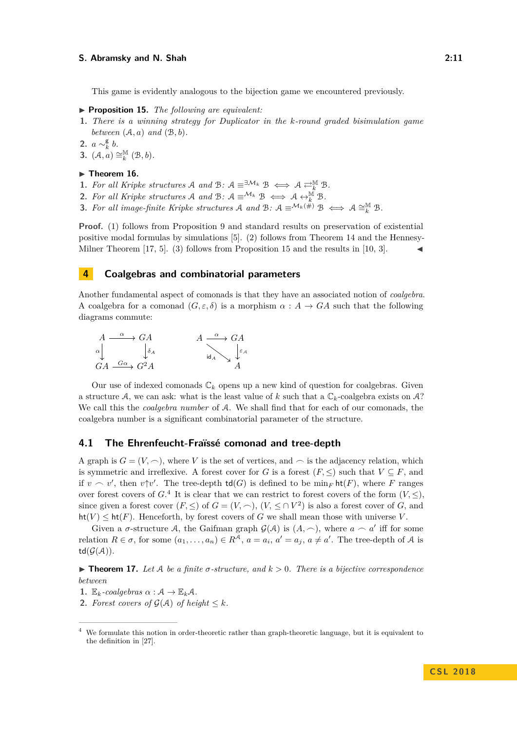This game is evidently analogous to the bijection game we encountered previously.

▶ **Proposition 15.** *The following are equivalent:*

1. *There is a winning strategy for Duplicator in the $k$-round graded bisimulation game between $(\mathcal{A}, a)$ and $(\mathcal{B}, b)$.*
2. $a \sim_k^{\mathsf{g}} b$.
3. $(\mathcal{A}, a) \cong_k^{\mathbb{M}} (\mathcal{B}, b)$.

▶ **Theorem 16.**

1. *For all Kripke structures $\mathcal{A}$ and $\mathcal{B}$: $\mathcal{A} \equiv^{\exists \mathcal{M}_k} \mathcal{B} \iff \mathcal{A} \rightleftarrows_k^{\mathbb{M}} \mathcal{B}$.*
2. *For all Kripke structures $\mathcal{A}$ and $\mathcal{B}$: $\mathcal{A} \equiv^{\mathcal{M}_k} \mathcal{B} \iff \mathcal{A} \leftrightarrow_k^{\mathbb{M}} \mathcal{B}$.*
3. *For all image-finite Kripke structures $\mathcal{A}$ and $\mathcal{B}$: $\mathcal{A} \equiv^{\mathcal{M}_k(\#)} \mathcal{B} \iff \mathcal{A} \cong_k^{\mathbb{M}} \mathcal{B}$.*

**Proof.** (1) follows from Proposition 9 and standard results on preservation of existential positive modal formulas by simulations [5]. (2) follows from Theorem 14 and the Hennesy-Milner Theorem [17, 5]. (3) follows from Proposition 15 and the results in [10, 3]. ◀

## 4 Coalgebras and combinatorial parameters

Another fundamental aspect of comonads is that they have an associated notion of *coalgebra*. A coalgebra for a comonad $(G, \varepsilon, \delta)$ is a morphism $\alpha : A \to GA$ such that the following diagrams commute:

$$\begin{array}{ccc} A & \xrightarrow{\alpha} & GA \\ {\scriptstyle\alpha}\downarrow & & \downarrow{\scriptstyle\delta_A} \\ GA & \xrightarrow{G\alpha} & G^2A \end{array} \qquad\qquad \begin{array}{ccc} A & \xrightarrow{\alpha} & GA \\ & {\scriptstyle \mathsf{id}_A}\searrow & \downarrow{\scriptstyle\varepsilon_A} \\ & & A \end{array}$$

Our use of indexed comonads $\mathbb{C}_k$ opens up a new kind of question for coalgebras. Given a structure $\mathcal{A}$, we can ask: what is the least value of $k$ such that a $\mathbb{C}_k$-coalgebra exists on $\mathcal{A}$? We call this the *coalgebra number* of $\mathcal{A}$. We shall find that for each of our comonads, the coalgebra number is a significant combinatorial parameter of the structure.

### 4.1 The Ehrenfeucht-Fraïssé comonad and tree-depth

A graph is $G = (V, \frown)$, where $V$ is the set of vertices, and $\frown$ is the adjacency relation, which is symmetric and irreflexive. A forest cover for $G$ is a forest $(F, \leq)$ such that $V \subseteq F$, and if $v \frown v'$, then $v \uparrow v'$. The tree-depth $\mathsf{td}(G)$ is defined to be $\min_F \mathsf{ht}(F)$, where $F$ ranges over forest covers of $G$.[4] It is clear that we can restrict to forest covers of the form $(V, \leq)$, since given a forest cover $(F, \leq)$ of $G = (V, \frown)$, $(V, \leq \cap V^2)$ is also a forest cover of $G$, and $\mathsf{ht}(V) \leq \mathsf{ht}(F)$. Henceforth, by forest covers of $G$ we shall mean those with universe $V$.

Given a $\sigma$-structure $\mathcal{A}$, the Gaifman graph $\mathcal{G}(\mathcal{A})$ is $(A, \frown)$, where $a \frown a'$ iff for some relation $R \in \sigma$, for some $(a_1, \ldots, a_n) \in R^{\mathcal{A}}$, $a = a_i$, $a' = a_j$, $a \neq a'$. The tree-depth of $\mathcal{A}$ is $\mathsf{td}(\mathcal{G}(\mathcal{A}))$.

▶ **Theorem 17.** *Let $\mathcal{A}$ be a finite $\sigma$-structure, and $k > 0$. There is a bijective correspondence between*

1. *$\mathbb{E}_k$-coalgebras $\alpha : \mathcal{A} \to \mathbb{E}_k\mathcal{A}$.*
2. *Forest covers of $\mathcal{G}(\mathcal{A})$ of height $\leq k$.*

[4] We formulate this notion in order-theoretic rather than graph-theoretic language, but it is equivalent to the definition in [27].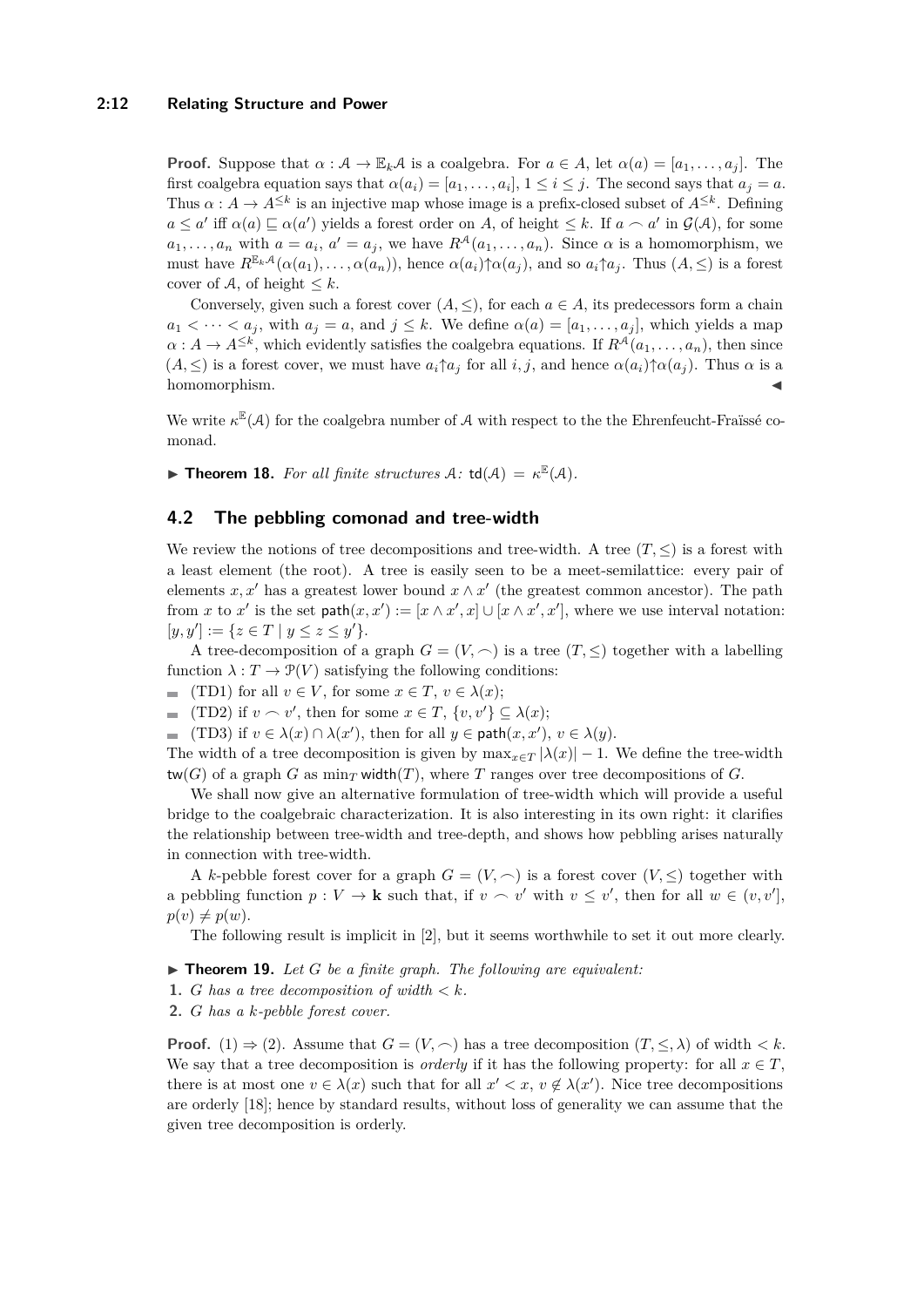**Proof.** Suppose that $\alpha : \mathcal{A} \to \mathbb{E}_k\mathcal{A}$ is a coalgebra. For $a \in A$, let $\alpha(a) = [a_1, \ldots, a_j]$. The first coalgebra equation says that $\alpha(a_i) = [a_1, \ldots, a_i]$, $1 \leq i \leq j$. The second says that $a_j = a$. Thus $\alpha : A \to A^{\leq k}$ is an injective map whose image is a prefix-closed subset of $A^{\leq k}$. Defining $a \leq a'$ iff $\alpha(a) \sqsubseteq \alpha(a')$ yields a forest order on $A$, of height $\leq k$. If $a \frown a'$ in $\mathcal{G}(\mathcal{A})$, for some $a_1, \ldots, a_n$ with $a = a_i$, $a' = a_j$, we have $R^{\mathcal{A}}(a_1, \ldots, a_n)$. Since $\alpha$ is a homomorphism, we must have $R^{\mathbb{E}_k\mathcal{A}}(\alpha(a_1), \ldots, \alpha(a_n))$, hence $\alpha(a_i)\uparrow\alpha(a_j)$, and so $a_i\uparrow a_j$. Thus $(A, \leq)$ is a forest cover of $\mathcal{A}$, of height $\leq k$.

Conversely, given such a forest cover $(A, \leq)$, for each $a \in A$, its predecessors form a chain $a_1 < \cdots < a_j$, with $a_j = a$, and $j \leq k$. We define $\alpha(a) = [a_1, \ldots, a_j]$, which yields a map $\alpha : A \to A^{\leq k}$, which evidently satisfies the coalgebra equations. If $R^{\mathcal{A}}(a_1, \ldots, a_n)$, then since $(A, \leq)$ is a forest cover, we must have $a_i\uparrow a_j$ for all $i, j$, and hence $\alpha(a_i)\uparrow\alpha(a_j)$. Thus $\alpha$ is a homomorphism. ◀

We write $\kappa^{\mathbb{E}}(\mathcal{A})$ for the coalgebra number of $\mathcal{A}$ with respect to the the Ehrenfeucht-Fraïssé comonad.

▶ **Theorem 18.** *For all finite structures $\mathcal{A}$: $\mathsf{td}(\mathcal{A}) = \kappa^{\mathbb{E}}(\mathcal{A})$.*

## 4.2 The pebbling comonad and tree-width

We review the notions of tree decompositions and tree-width. A tree $(T, \leq)$ is a forest with a least element (the root). A tree is easily seen to be a meet-semilattice: every pair of elements $x, x'$ has a greatest lower bound $x \wedge x'$ (the greatest common ancestor). The path from $x$ to $x'$ is the set $\mathsf{path}(x, x') := [x \wedge x', x] \cup [x \wedge x', x']$, where we use interval notation: $[y, y'] := \{z \in T \mid y \leq z \leq y'\}$.

A tree-decomposition of a graph $G = (V, \frown)$ is a tree $(T, \leq)$ together with a labelling function $\lambda : T \to \mathcal{P}(V)$ satisfying the following conditions:

- (TD1) for all $v \in V$, for some $x \in T$, $v \in \lambda(x)$;
- (TD2) if $v \frown v'$, then for some $x \in T$, $\{v, v'\} \subseteq \lambda(x)$;
- (TD3) if $v \in \lambda(x) \cap \lambda(x')$, then for all $y \in \mathsf{path}(x, x')$, $v \in \lambda(y)$.

The width of a tree decomposition is given by $\max_{x \in T} |\lambda(x)| - 1$. We define the tree-width $\mathsf{tw}(G)$ of a graph $G$ as $\min_T \mathsf{width}(T)$, where $T$ ranges over tree decompositions of $G$.

We shall now give an alternative formulation of tree-width which will provide a useful bridge to the coalgebraic characterization. It is also interesting in its own right: it clarifies the relationship between tree-width and tree-depth, and shows how pebbling arises naturally in connection with tree-width.

A $k$-pebble forest cover for a graph $G = (V, \frown)$ is a forest cover $(V, \leq)$ together with a pebbling function $p : V \to \mathbf{k}$ such that, if $v \frown v'$ with $v \leq v'$, then for all $w \in (v, v']$, $p(v) \neq p(w)$.

The following result is implicit in [2], but it seems worthwhile to set it out more clearly.

▶ **Theorem 19.** *Let $G$ be a finite graph. The following are equivalent:*

1. *$G$ has a tree decomposition of width $< k$.*
2. *$G$ has a $k$-pebble forest cover.*

**Proof.** (1) ⇒ (2). Assume that $G = (V, \frown)$ has a tree decomposition $(T, \leq, \lambda)$ of width $< k$. We say that a tree decomposition is *orderly* if it has the following property: for all $x \in T$, there is at most one $v \in \lambda(x)$ such that for all $x' < x$, $v \notin \lambda(x')$. Nice tree decompositions are orderly [18]; hence by standard results, without loss of generality we can assume that the given tree decomposition is orderly.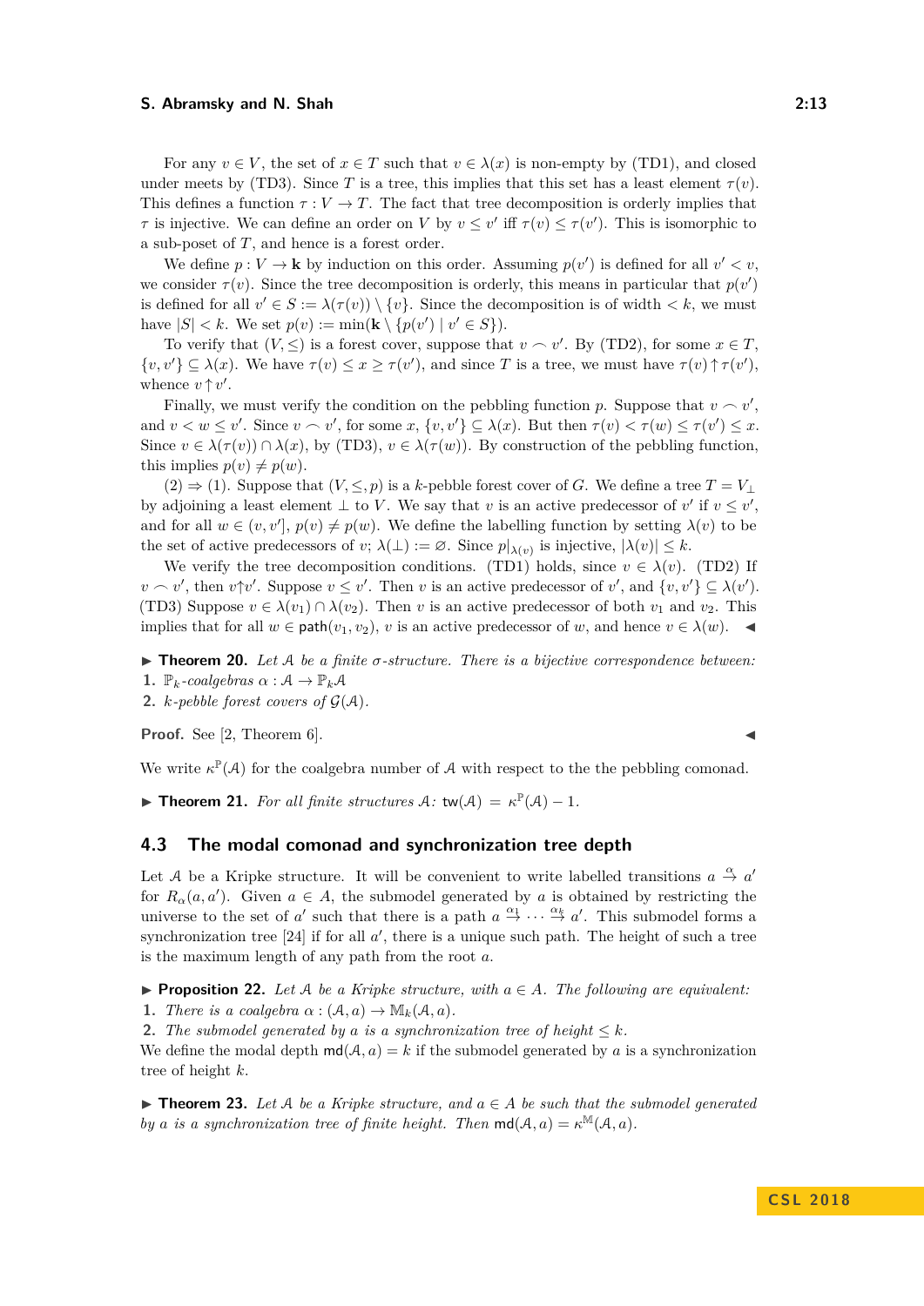For any $v \in V$, the set of $x \in T$ such that $v \in \lambda(x)$ is non-empty by (TD1), and closed under meets by (TD3). Since $T$ is a tree, this implies that this set has a least element $\tau(v)$. This defines a function $\tau : V \to T$. The fact that tree decomposition is orderly implies that $\tau$ is injective. We can define an order on $V$ by $v \leq v'$ iff $\tau(v) \leq \tau(v')$. This is isomorphic to a sub-poset of $T$, and hence is a forest order.

We define $p : V \to \mathbf{k}$ by induction on this order. Assuming $p(v')$ is defined for all $v' < v$, we consider $\tau(v)$. Since the tree decomposition is orderly, this means in particular that $p(v')$ is defined for all $v' \in S := \lambda(\tau(v)) \setminus \{v\}$. Since the decomposition is of width $< k$, we must have $|S| < k$. We set $p(v) := \min(\mathbf{k} \setminus \{p(v') \mid v' \in S\})$.

To verify that $(V, \leq)$ is a forest cover, suppose that $v \frown v'$. By (TD2), for some $x \in T$, $\{v, v'\} \subseteq \lambda(x)$. We have $\tau(v) \leq x \geq \tau(v')$, and since $T$ is a tree, we must have $\tau(v) \uparrow \tau(v')$, whence $v \uparrow v'$.

Finally, we must verify the condition on the pebbling function $p$. Suppose that $v \frown v'$, and $v < w \leq v'$. Since $v \frown v'$, for some $x$, $\{v, v'\} \subseteq \lambda(x)$. But then $\tau(v) < \tau(w) \leq \tau(v') \leq x$. Since $v \in \lambda(\tau(v)) \cap \lambda(x)$, by (TD3), $v \in \lambda(\tau(w))$. By construction of the pebbling function, this implies $p(v) \neq p(w)$.

(2) $\Rightarrow$ (1). Suppose that $(V, \leq, p)$ is a $k$-pebble forest cover of $G$. We define a tree $T = V_\perp$ by adjoining a least element $\perp$ to $V$. We say that $v$ is an active predecessor of $v'$ if $v \leq v'$, and for all $w \in (v, v']$, $p(v) \neq p(w)$. We define the labelling function by setting $\lambda(v)$ to be the set of active predecessors of $v$; $\lambda(\perp) := \varnothing$. Since $p|_{\lambda(v)}$ is injective, $|\lambda(v)| \leq k$.

We verify the tree decomposition conditions. (TD1) holds, since $v \in \lambda(v)$. (TD2) If $v \frown v'$, then $v \uparrow v'$. Suppose $v \leq v'$. Then $v$ is an active predecessor of $v'$, and $\{v, v'\} \subseteq \lambda(v')$. (TD3) Suppose $v \in \lambda(v_1) \cap \lambda(v_2)$. Then $v$ is an active predecessor of both $v_1$ and $v_2$. This implies that for all $w \in \mathsf{path}(v_1, v_2)$, $v$ is an active predecessor of $w$, and hence $v \in \lambda(w)$. ◀

▶ **Theorem 20.** *Let $\mathcal{A}$ be a finite $\sigma$-structure. There is a bijective correspondence between:*
1. *$\mathbb{P}_k$-coalgebras $\alpha : \mathcal{A} \to \mathbb{P}_k\mathcal{A}$*
2. *$k$-pebble forest covers of $\mathcal{G}(\mathcal{A})$.*

**Proof.** See [2, Theorem 6]. ◀

We write $\kappa^{\mathbb{P}}(\mathcal{A})$ for the coalgebra number of $\mathcal{A}$ with respect to the the pebbling comonad.

▶ **Theorem 21.** *For all finite structures $\mathcal{A}$: $\mathsf{tw}(\mathcal{A}) = \kappa^{\mathbb{P}}(\mathcal{A}) - 1$.*

## 4.3 The modal comonad and synchronization tree depth

Let $\mathcal{A}$ be a Kripke structure. It will be convenient to write labelled transitions $a \xrightarrow{\alpha} a'$ for $R_\alpha(a, a')$. Given $a \in A$, the submodel generated by $a$ is obtained by restricting the universe to the set of $a'$ such that there is a path $a \xrightarrow{\alpha_1} \cdots \xrightarrow{\alpha_k} a'$. This submodel forms a synchronization tree [24] if for all $a'$, there is a unique such path. The height of such a tree is the maximum length of any path from the root $a$.

▶ **Proposition 22.** *Let $\mathcal{A}$ be a Kripke structure, with $a \in A$. The following are equivalent:*
1. *There is a coalgebra $\alpha : (\mathcal{A}, a) \to \mathbb{M}_k(\mathcal{A}, a)$.*
2. *The submodel generated by $a$ is a synchronization tree of height $\leq k$.*

We define the modal depth $\mathsf{md}(\mathcal{A}, a) = k$ if the submodel generated by $a$ is a synchronization tree of height $k$.

▶ **Theorem 23.** *Let $\mathcal{A}$ be a Kripke structure, and $a \in A$ be such that the submodel generated by $a$ is a synchronization tree of finite height. Then $\mathsf{md}(\mathcal{A}, a) = \kappa^{\mathbb{M}}(\mathcal{A}, a)$.*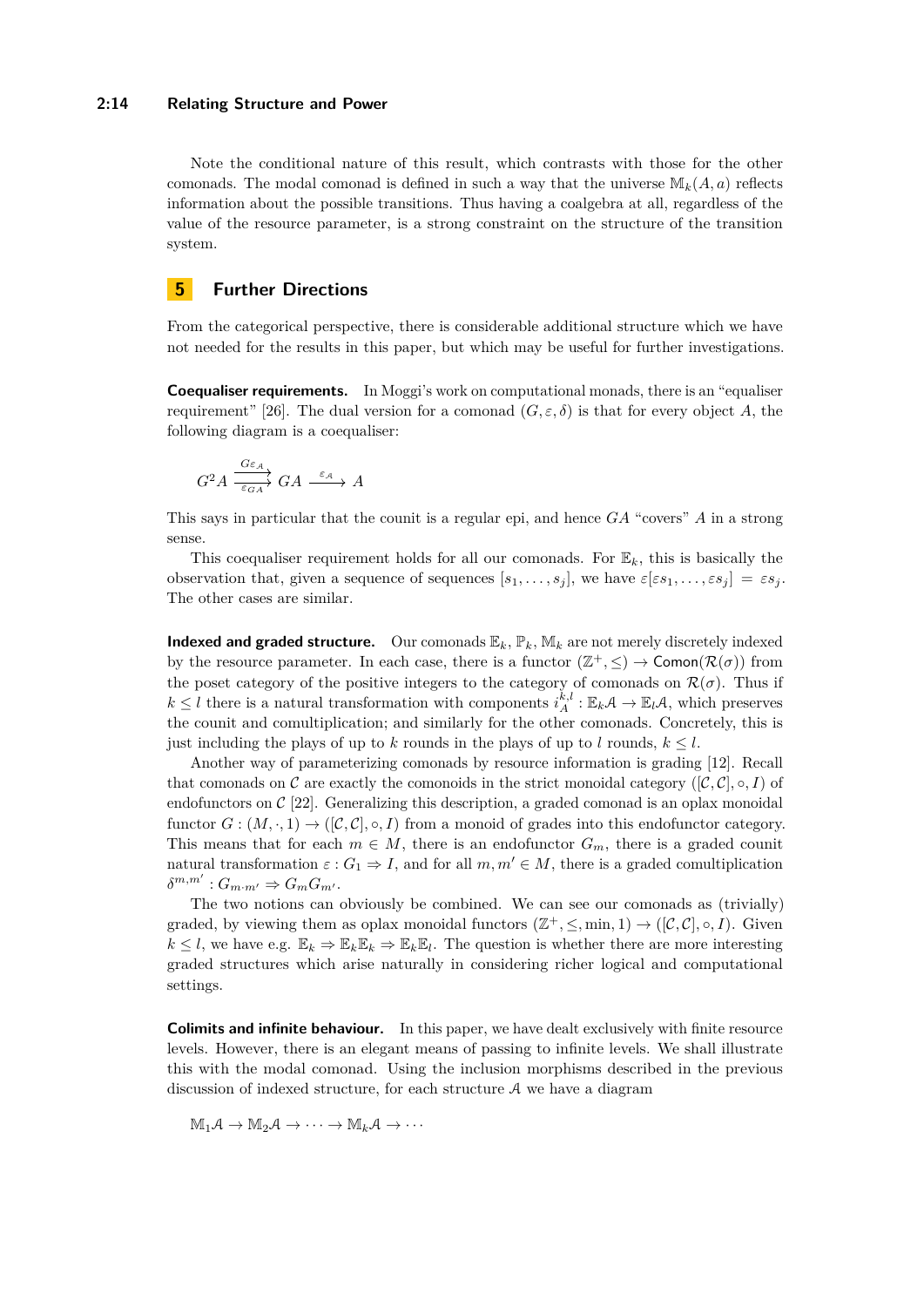Note the conditional nature of this result, which contrasts with those for the other comonads. The modal comonad is defined in such a way that the universe $\mathbb{M}_k(A, a)$ reflects information about the possible transitions. Thus having a coalgebra at all, regardless of the value of the resource parameter, is a strong constraint on the structure of the transition system.

## 5 Further Directions

From the categorical perspective, there is considerable additional structure which we have not needed for the results in this paper, but which may be useful for further investigations.

**Coequaliser requirements.** In Moggi's work on computational monads, there is an "equaliser requirement" [26]. The dual version for a comonad $(G, \varepsilon, \delta)$ is that for every object $A$, the following diagram is a coequaliser:

$$G^2 A \underset{\varepsilon_{GA}}{\overset{G\varepsilon_A}{\rightrightarrows}} GA \xrightarrow{\varepsilon_A} A$$

This says in particular that the counit is a regular epi, and hence $GA$ "covers" $A$ in a strong sense.

This coequaliser requirement holds for all our comonads. For $\mathbb{E}_k$, this is basically the observation that, given a sequence of sequences $[s_1, \ldots, s_j]$, we have $\varepsilon[\varepsilon s_1, \ldots, \varepsilon s_j] = \varepsilon s_j$. The other cases are similar.

**Indexed and graded structure.** Our comonads $\mathbb{E}_k$, $\mathbb{P}_k$, $\mathbb{M}_k$ are not merely discretely indexed by the resource parameter. In each case, there is a functor $(\mathbb{Z}^+, \leq) \to \mathsf{Comon}(\mathcal{R}(\sigma))$ from the poset category of the positive integers to the category of comonads on $\mathcal{R}(\sigma)$. Thus if $k \leq l$ there is a natural transformation with components $i^{k,l}_{\mathcal{A}} : \mathbb{E}_k\mathcal{A} \to \mathbb{E}_l\mathcal{A}$, which preserves the counit and comultiplication; and similarly for the other comonads. Concretely, this is just including the plays of up to $k$ rounds in the plays of up to $l$ rounds, $k \leq l$.

Another way of parameterizing comonads by resource information is grading [12]. Recall that comonads on $\mathcal{C}$ are exactly the comonoids in the strict monoidal category $([\mathcal{C}, \mathcal{C}], \circ, I)$ of endofunctors on $\mathcal{C}$ [22]. Generalizing this description, a graded comonad is an oplax monoidal functor $G : (M, \cdot, 1) \to ([\mathcal{C}, \mathcal{C}], \circ, I)$ from a monoid of grades into this endofunctor category. This means that for each $m \in M$, there is an endofunctor $G_m$, there is a graded counit natural transformation $\varepsilon : G_1 \Rightarrow I$, and for all $m, m' \in M$, there is a graded comultiplication $\delta^{m,m'} : G_{m \cdot m'} \Rightarrow G_m G_{m'}$.

The two notions can obviously be combined. We can see our comonads as (trivially) graded, by viewing them as oplax monoidal functors $(\mathbb{Z}^+, \leq, \min, 1) \to ([\mathcal{C}, \mathcal{C}], \circ, I)$. Given $k \leq l$, we have e.g. $\mathbb{E}_k \Rightarrow \mathbb{E}_k\mathbb{E}_k \Rightarrow \mathbb{E}_k\mathbb{E}_l$. The question is whether there are more interesting graded structures which arise naturally in considering richer logical and computational settings.

**Colimits and infinite behaviour.** In this paper, we have dealt exclusively with finite resource levels. However, there is an elegant means of passing to infinite levels. We shall illustrate this with the modal comonad. Using the inclusion morphisms described in the previous discussion of indexed structure, for each structure $\mathcal{A}$ we have a diagram

$$\mathbb{M}_1\mathcal{A} \to \mathbb{M}_2\mathcal{A} \to \cdots \to \mathbb{M}_k\mathcal{A} \to \cdots$$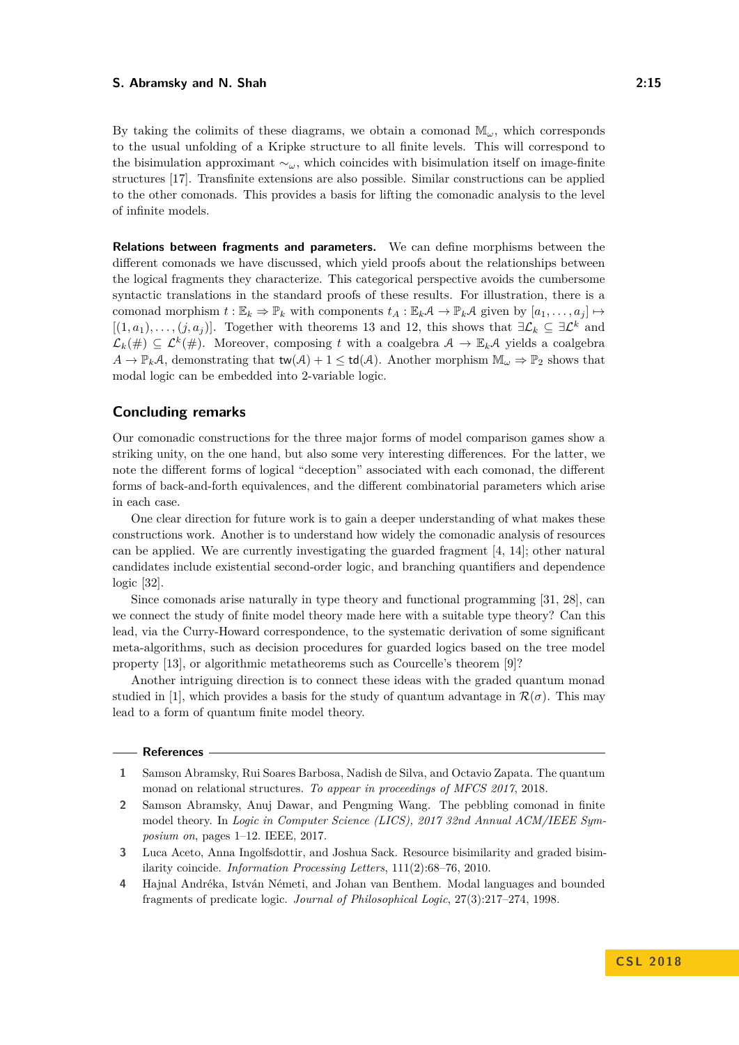By taking the colimits of these diagrams, we obtain a comonad $\mathbb{M}_\omega$, which corresponds to the usual unfolding of a Kripke structure to all finite levels. This will correspond to the bisimulation approximant $\sim_\omega$, which coincides with bisimulation itself on image-finite structures [17]. Transfinite extensions are also possible. Similar constructions can be applied to the other comonads. This provides a basis for lifting the comonadic analysis to the level of infinite models.

**Relations between fragments and parameters.** We can define morphisms between the different comonads we have discussed, which yield proofs about the relationships between the logical fragments they characterize. This categorical perspective avoids the cumbersome syntactic translations in the standard proofs of these results. For illustration, there is a comonad morphism $t : \mathbb{E}_k \Rightarrow \mathbb{P}_k$ with components $t_A : \mathbb{E}_k\mathcal{A} \to \mathbb{P}_k\mathcal{A}$ given by $[a_1, \ldots, a_j] \mapsto [(1, a_1), \ldots, (j, a_j)]$. Together with theorems 13 and 12, this shows that $\exists\mathcal{L}_k \subseteq \exists\mathcal{L}^k$ and $\mathcal{L}_k(\#) \subseteq \mathcal{L}^k(\#)$. Moreover, composing $t$ with a coalgebra $\mathcal{A} \to \mathbb{E}_k\mathcal{A}$ yields a coalgebra $A \to \mathbb{P}_k\mathcal{A}$, demonstrating that $\mathsf{tw}(\mathcal{A}) + 1 \leq \mathsf{td}(\mathcal{A})$. Another morphism $\mathbb{M}_\omega \Rightarrow \mathbb{P}_2$ shows that modal logic can be embedded into 2-variable logic.

## Concluding remarks

Our comonadic constructions for the three major forms of model comparison games show a striking unity, on the one hand, but also some very interesting differences. For the latter, we note the different forms of logical "deception" associated with each comonad, the different forms of back-and-forth equivalences, and the different combinatorial parameters which arise in each case.

One clear direction for future work is to gain a deeper understanding of what makes these constructions work. Another is to understand how widely the comonadic analysis of resources can be applied. We are currently investigating the guarded fragment [4, 14]; other natural candidates include existential second-order logic, and branching quantifiers and dependence logic [32].

Since comonads arise naturally in type theory and functional programming [31, 28], can we connect the study of finite model theory made here with a suitable type theory? Can this lead, via the Curry-Howard correspondence, to the systematic derivation of some significant meta-algorithms, such as decision procedures for guarded logics based on the tree model property [13], or algorithmic metatheorems such as Courcelle's theorem [9]?

Another intriguing direction is to connect these ideas with the graded quantum monad studied in [1], which provides a basis for the study of quantum advantage in $\mathcal{R}(\sigma)$. This may lead to a form of quantum finite model theory.

## References

1. Samson Abramsky, Rui Soares Barbosa, Nadish de Silva, and Octavio Zapata. The quantum monad on relational structures. *To appear in proceedings of MFCS 2017*, 2018.
2. Samson Abramsky, Anuj Dawar, and Pengming Wang. The pebbling comonad in finite model theory. In *Logic in Computer Science (LICS), 2017 32nd Annual ACM/IEEE Symposium on*, pages 1–12. IEEE, 2017.
3. Luca Aceto, Anna Ingolfsdottir, and Joshua Sack. Resource bisimilarity and graded bisimilarity coincide. *Information Processing Letters*, 111(2):68–76, 2010.
4. Hajnal Andréka, István Németi, and Johan van Benthem. Modal languages and bounded fragments of predicate logic. *Journal of Philosophical Logic*, 27(3):217–274, 1998.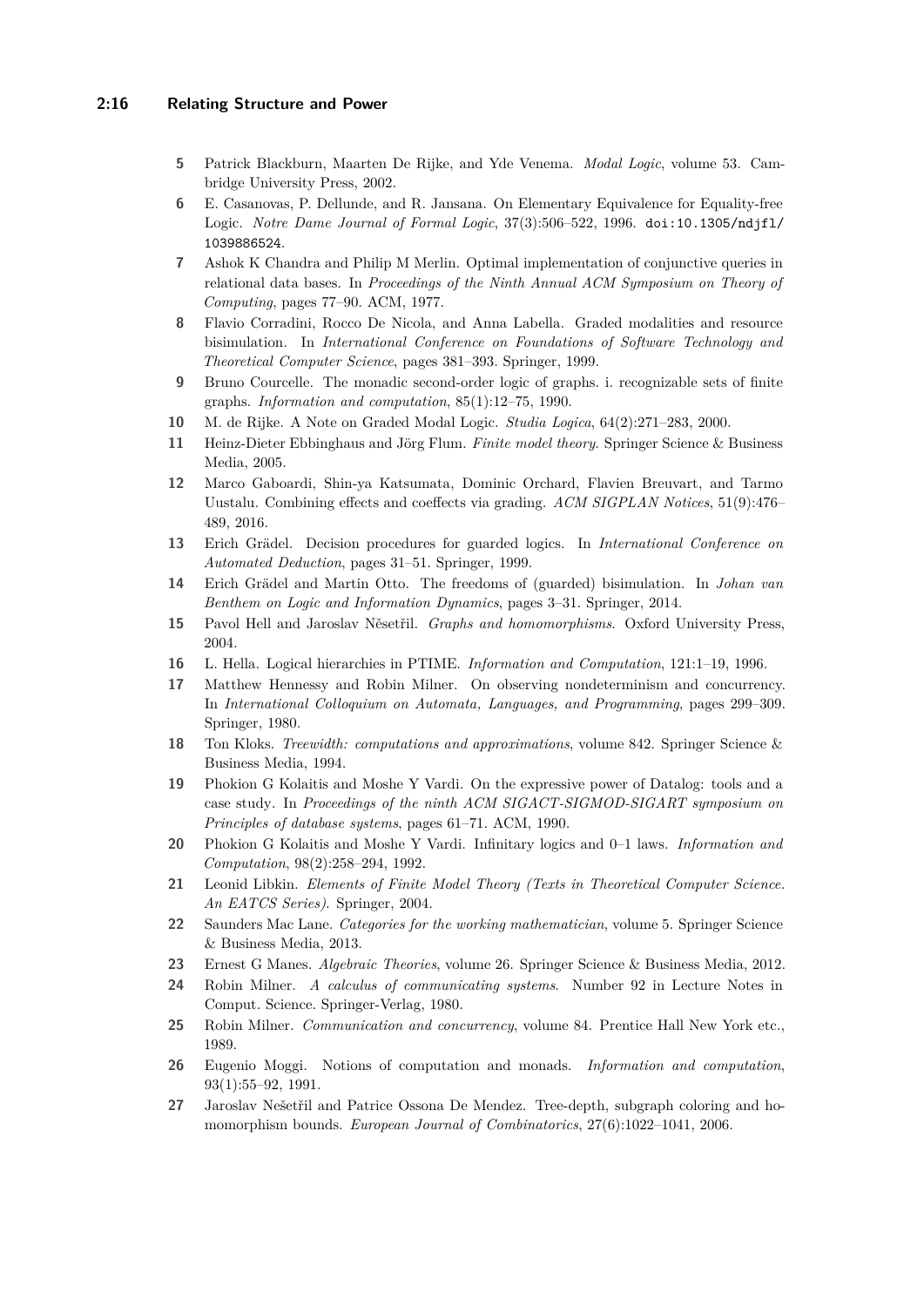5. Patrick Blackburn, Maarten De Rijke, and Yde Venema. *Modal Logic*, volume 53. Cambridge University Press, 2002.
6. E. Casanovas, P. Dellunde, and R. Jansana. On Elementary Equivalence for Equality-free Logic. *Notre Dame Journal of Formal Logic*, 37(3):506–522, 1996. doi:10.1305/ndjfl/1039886524.
7. Ashok K Chandra and Philip M Merlin. Optimal implementation of conjunctive queries in relational data bases. In *Proceedings of the Ninth Annual ACM Symposium on Theory of Computing*, pages 77–90. ACM, 1977.
8. Flavio Corradini, Rocco De Nicola, and Anna Labella. Graded modalities and resource bisimulation. In *International Conference on Foundations of Software Technology and Theoretical Computer Science*, pages 381–393. Springer, 1999.
9. Bruno Courcelle. The monadic second-order logic of graphs. i. recognizable sets of finite graphs. *Information and computation*, 85(1):12–75, 1990.
10. M. de Rijke. A Note on Graded Modal Logic. *Studia Logica*, 64(2):271–283, 2000.
11. Heinz-Dieter Ebbinghaus and Jörg Flum. *Finite model theory*. Springer Science & Business Media, 2005.
12. Marco Gaboardi, Shin-ya Katsumata, Dominic Orchard, Flavien Breuvart, and Tarmo Uustalu. Combining effects and coeffects via grading. *ACM SIGPLAN Notices*, 51(9):476–489, 2016.
13. Erich Grädel. Decision procedures for guarded logics. In *International Conference on Automated Deduction*, pages 31–51. Springer, 1999.
14. Erich Grädel and Martin Otto. The freedoms of (guarded) bisimulation. In *Johan van Benthem on Logic and Information Dynamics*, pages 3–31. Springer, 2014.
15. Pavol Hell and Jaroslav Něsetřil. *Graphs and homomorphisms*. Oxford University Press, 2004.
16. L. Hella. Logical hierarchies in PTIME. *Information and Computation*, 121:1–19, 1996.
17. Matthew Hennessy and Robin Milner. On observing nondeterminism and concurrency. In *International Colloquium on Automata, Languages, and Programming*, pages 299–309. Springer, 1980.
18. Ton Kloks. *Treewidth: computations and approximations*, volume 842. Springer Science & Business Media, 1994.
19. Phokion G Kolaitis and Moshe Y Vardi. On the expressive power of Datalog: tools and a case study. In *Proceedings of the ninth ACM SIGACT-SIGMOD-SIGART symposium on Principles of database systems*, pages 61–71. ACM, 1990.
20. Phokion G Kolaitis and Moshe Y Vardi. Infinitary logics and 0–1 laws. *Information and Computation*, 98(2):258–294, 1992.
21. Leonid Libkin. *Elements of Finite Model Theory (Texts in Theoretical Computer Science. An EATCS Series)*. Springer, 2004.
22. Saunders Mac Lane. *Categories for the working mathematician*, volume 5. Springer Science & Business Media, 2013.
23. Ernest G Manes. *Algebraic Theories*, volume 26. Springer Science & Business Media, 2012.
24. Robin Milner. *A calculus of communicating systems*. Number 92 in Lecture Notes in Comput. Science. Springer-Verlag, 1980.
25. Robin Milner. *Communication and concurrency*, volume 84. Prentice Hall New York etc., 1989.
26. Eugenio Moggi. Notions of computation and monads. *Information and computation*, 93(1):55–92, 1991.
27. Jaroslav Nešetřil and Patrice Ossona De Mendez. Tree-depth, subgraph coloring and homomorphism bounds. *European Journal of Combinatorics*, 27(6):1022–1041, 2006.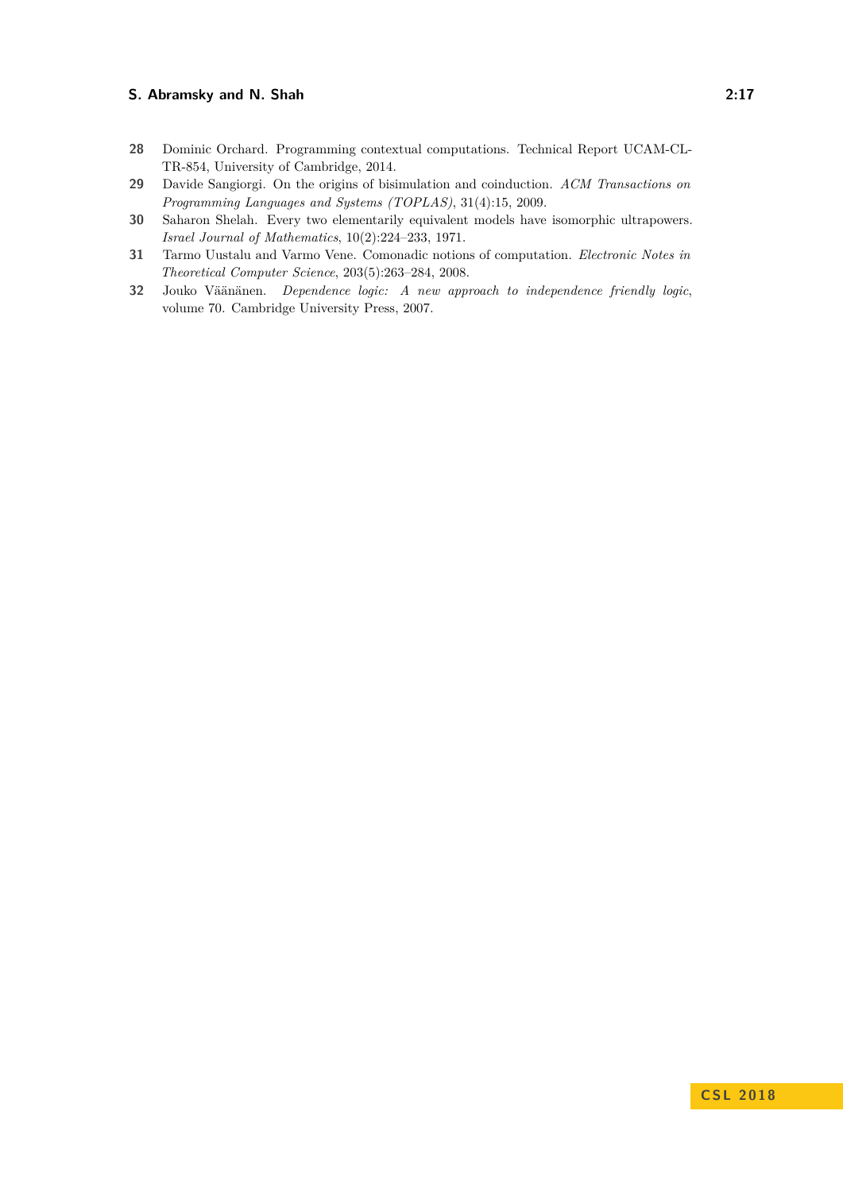28 Dominic Orchard. Programming contextual computations. Technical Report UCAM-CL-TR-854, University of Cambridge, 2014.

29 Davide Sangiorgi. On the origins of bisimulation and coinduction. *ACM Transactions on Programming Languages and Systems (TOPLAS)*, 31(4):15, 2009.

30 Saharon Shelah. Every two elementarily equivalent models have isomorphic ultrapowers. *Israel Journal of Mathematics*, 10(2):224–233, 1971.

31 Tarmo Uustalu and Varmo Vene. Comonadic notions of computation. *Electronic Notes in Theoretical Computer Science*, 203(5):263–284, 2008.

32 Jouko Väänänen. *Dependence logic: A new approach to independence friendly logic*, volume 70. Cambridge University Press, 2007.